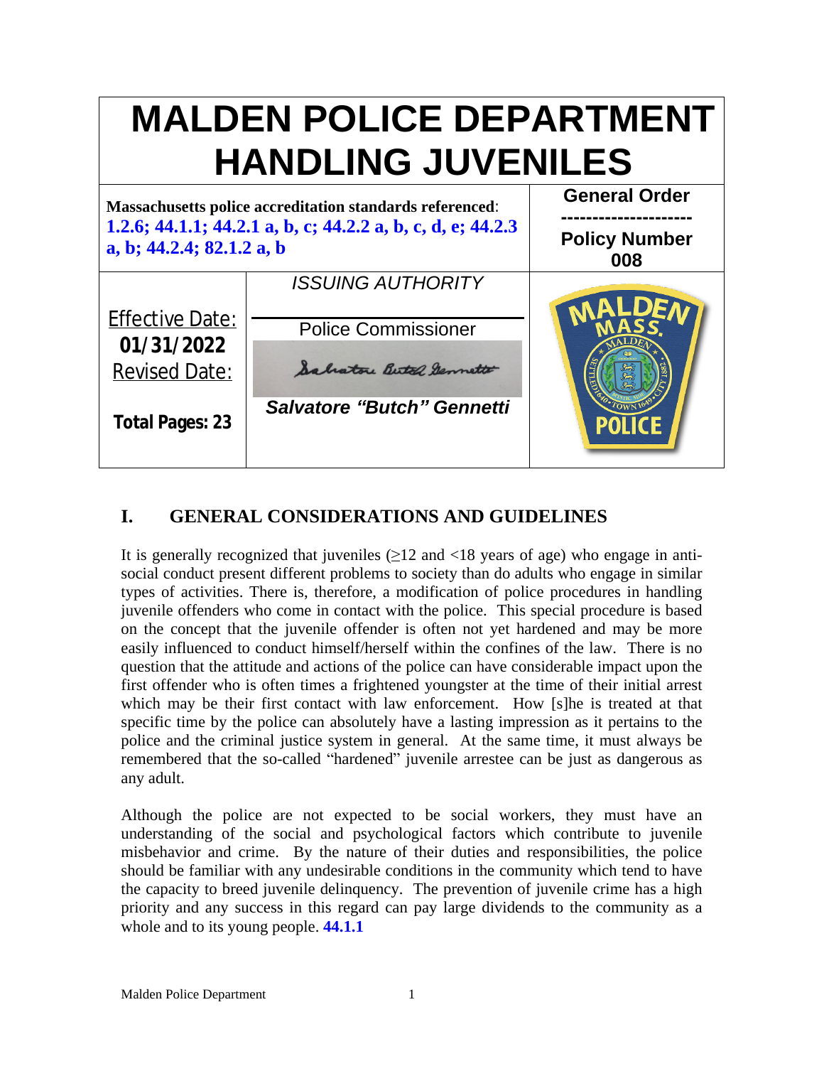# MALDEN POLICE DEPARTMENT
# HANDLING JUVENILES

| **Massachusetts police accreditation standards referenced**: **1.2.6; 44.1.1; 44.2.1 a, b, c; 44.2.2 a, b, c, d, e; 44.2.3 a, b; 44.2.4; 82.1.2 a, b** | | **General Order** ------------------- **Policy Number 008** |
|---|---|---|
| Effective Date: **01/31/2022** Revised Date: **Total Pages: 23** | *ISSUING AUTHORITY* Police Commissioner ***Salvatore "Butch" Gennetti*** | |

## I. GENERAL CONSIDERATIONS AND GUIDELINES

It is generally recognized that juveniles (≥12 and <18 years of age) who engage in anti-social conduct present different problems to society than do adults who engage in similar types of activities. There is, therefore, a modification of police procedures in handling juvenile offenders who come in contact with the police. This special procedure is based on the concept that the juvenile offender is often not yet hardened and may be more easily influenced to conduct himself/herself within the confines of the law. There is no question that the attitude and actions of the police can have considerable impact upon the first offender who is often times a frightened youngster at the time of their initial arrest which may be their first contact with law enforcement. How [s]he is treated at that specific time by the police can absolutely have a lasting impression as it pertains to the police and the criminal justice system in general. At the same time, it must always be remembered that the so-called "hardened" juvenile arrestee can be just as dangerous as any adult.

Although the police are not expected to be social workers, they must have an understanding of the social and psychological factors which contribute to juvenile misbehavior and crime. By the nature of their duties and responsibilities, the police should be familiar with any undesirable conditions in the community which tend to have the capacity to breed juvenile delinquency. The prevention of juvenile crime has a high priority and any success in this regard can pay large dividends to the community as a whole and to its young people. **44.1.1**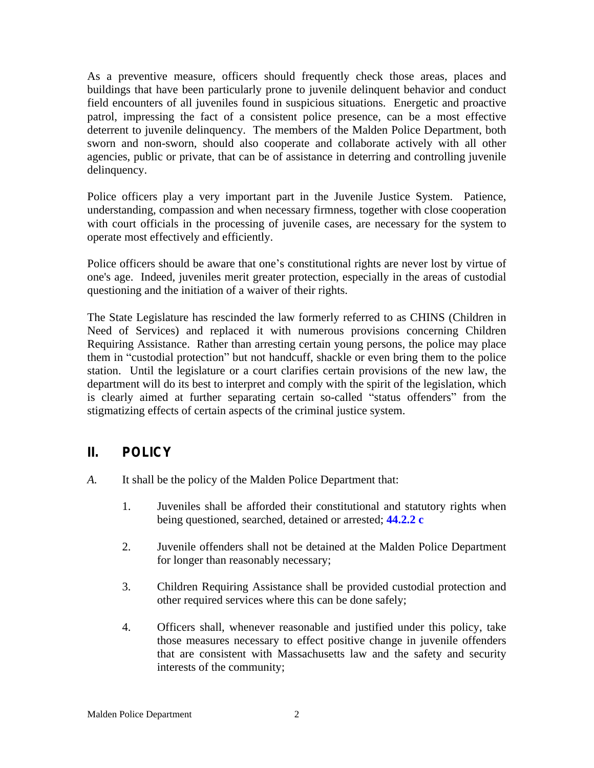As a preventive measure, officers should frequently check those areas, places and buildings that have been particularly prone to juvenile delinquent behavior and conduct field encounters of all juveniles found in suspicious situations. Energetic and proactive patrol, impressing the fact of a consistent police presence, can be a most effective deterrent to juvenile delinquency. The members of the Malden Police Department, both sworn and non-sworn, should also cooperate and collaborate actively with all other agencies, public or private, that can be of assistance in deterring and controlling juvenile delinquency.

Police officers play a very important part in the Juvenile Justice System. Patience, understanding, compassion and when necessary firmness, together with close cooperation with court officials in the processing of juvenile cases, are necessary for the system to operate most effectively and efficiently.

Police officers should be aware that one's constitutional rights are never lost by virtue of one's age. Indeed, juveniles merit greater protection, especially in the areas of custodial questioning and the initiation of a waiver of their rights.

The State Legislature has rescinded the law formerly referred to as CHINS (Children in Need of Services) and replaced it with numerous provisions concerning Children Requiring Assistance. Rather than arresting certain young persons, the police may place them in "custodial protection" but not handcuff, shackle or even bring them to the police station. Until the legislature or a court clarifies certain provisions of the new law, the department will do its best to interpret and comply with the spirit of the legislation, which is clearly aimed at further separating certain so-called "status offenders" from the stigmatizing effects of certain aspects of the criminal justice system.

## II. POLICY

*A.* It shall be the policy of the Malden Police Department that:

1. Juveniles shall be afforded their constitutional and statutory rights when being questioned, searched, detained or arrested; **44.2.2 c**

2. Juvenile offenders shall not be detained at the Malden Police Department for longer than reasonably necessary;

3. Children Requiring Assistance shall be provided custodial protection and other required services where this can be done safely;

4. Officers shall, whenever reasonable and justified under this policy, take those measures necessary to effect positive change in juvenile offenders that are consistent with Massachusetts law and the safety and security interests of the community;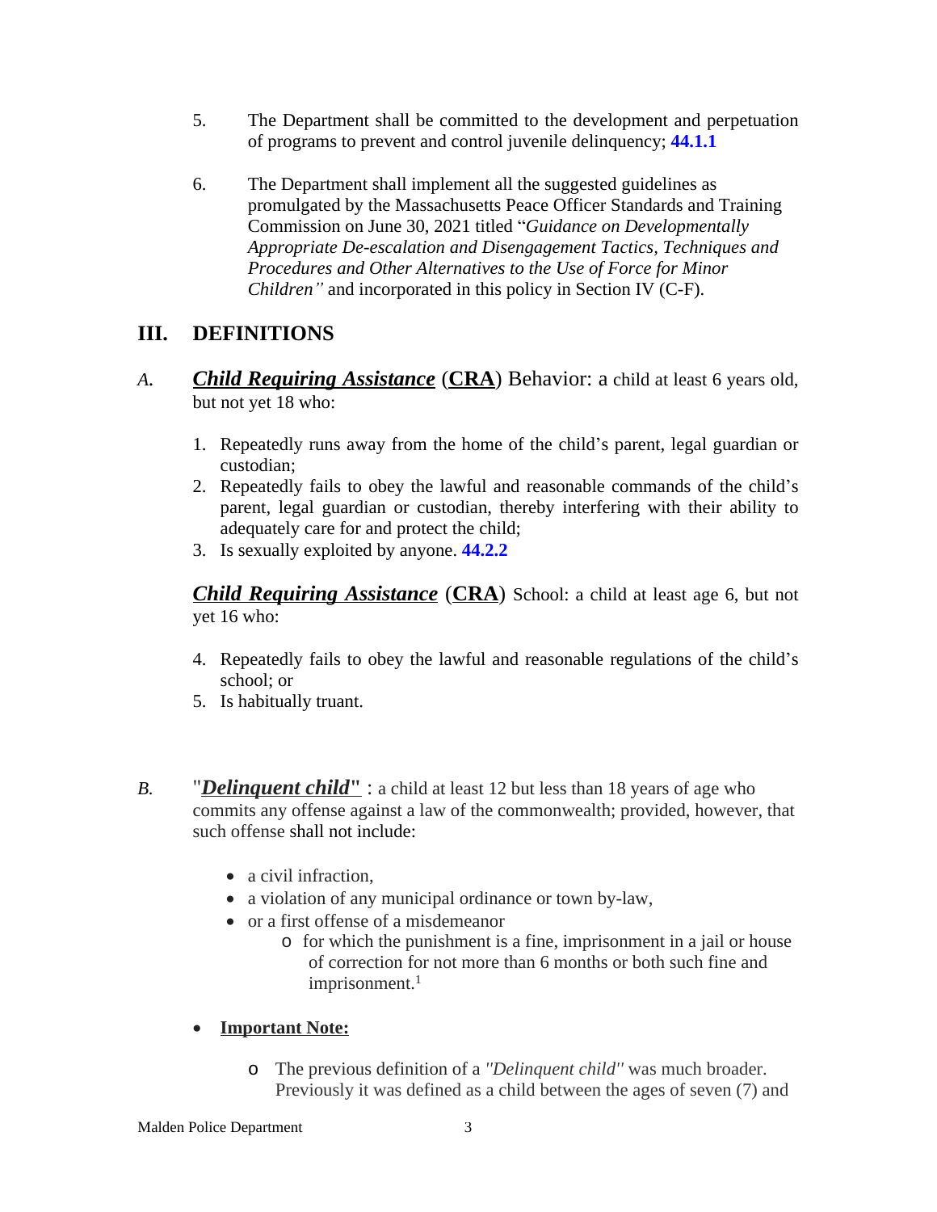5. The Department shall be committed to the development and perpetuation of programs to prevent and control juvenile delinquency; **44.1.1**

6. The Department shall implement all the suggested guidelines as promulgated by the Massachusetts Peace Officer Standards and Training Commission on June 30, 2021 titled "*Guidance on Developmentally Appropriate De-escalation and Disengagement Tactics, Techniques and Procedures and Other Alternatives to the Use of Force for Minor Children"* and incorporated in this policy in Section IV (C-F).

## III. DEFINITIONS

*A.* ***Child Requiring Assistance*** (**CRA**) Behavior: a child at least 6 years old, but not yet 18 who:

1. Repeatedly runs away from the home of the child's parent, legal guardian or custodian;
2. Repeatedly fails to obey the lawful and reasonable commands of the child's parent, legal guardian or custodian, thereby interfering with their ability to adequately care for and protect the child;
3. Is sexually exploited by anyone. **44.2.2**

***Child Requiring Assistance*** (**CRA**) School: a child at least age 6, but not yet 16 who:

4. Repeatedly fails to obey the lawful and reasonable regulations of the child's school; or
5. Is habitually truant.

*B.* "***Delinquent child***" : a child at least 12 but less than 18 years of age who commits any offense against a law of the commonwealth; provided, however, that such offense shall not include:

- a civil infraction,
- a violation of any municipal ordinance or town by-law,
- or a first offense of a misdemeanor
  - for which the punishment is a fine, imprisonment in a jail or house of correction for not more than 6 months or both such fine and imprisonment.[1]

- **Important Note:**
  - The previous definition of a *"Delinquent child"* was much broader. Previously it was defined as a child between the ages of seven (7) and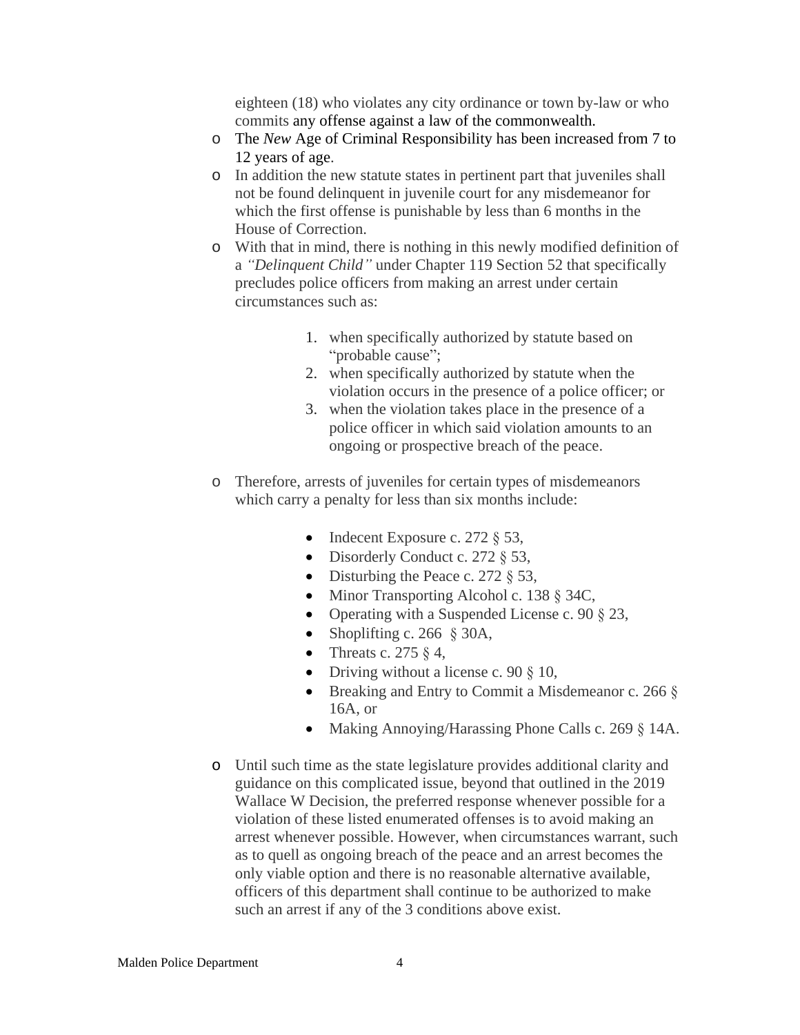eighteen (18) who violates any city ordinance or town by-law or who commits any offense against a law of the commonwealth.

- The *New* Age of Criminal Responsibility has been increased from 7 to 12 years of age.
- In addition the new statute states in pertinent part that juveniles shall not be found delinquent in juvenile court for any misdemeanor for which the first offense is punishable by less than 6 months in the House of Correction.
- With that in mind, there is nothing in this newly modified definition of a *"Delinquent Child"* under Chapter 119 Section 52 that specifically precludes police officers from making an arrest under certain circumstances such as:

    1. when specifically authorized by statute based on "probable cause";
    2. when specifically authorized by statute when the violation occurs in the presence of a police officer; or
    3. when the violation takes place in the presence of a police officer in which said violation amounts to an ongoing or prospective breach of the peace.

- Therefore, arrests of juveniles for certain types of misdemeanors which carry a penalty for less than six months include:

    - Indecent Exposure c. 272 § 53,
    - Disorderly Conduct c. 272 § 53,
    - Disturbing the Peace c. 272 § 53,
    - Minor Transporting Alcohol c. 138 § 34C,
    - Operating with a Suspended License c. 90 § 23,
    - Shoplifting c. 266 § 30A,
    - Threats c. 275 § 4,
    - Driving without a license c. 90 § 10,
    - Breaking and Entry to Commit a Misdemeanor c. 266 § 16A, or
    - Making Annoying/Harassing Phone Calls c. 269 § 14A.

- Until such time as the state legislature provides additional clarity and guidance on this complicated issue, beyond that outlined in the 2019 Wallace W Decision, the preferred response whenever possible for a violation of these listed enumerated offenses is to avoid making an arrest whenever possible. However, when circumstances warrant, such as to quell as ongoing breach of the peace and an arrest becomes the only viable option and there is no reasonable alternative available, officers of this department shall continue to be authorized to make such an arrest if any of the 3 conditions above exist.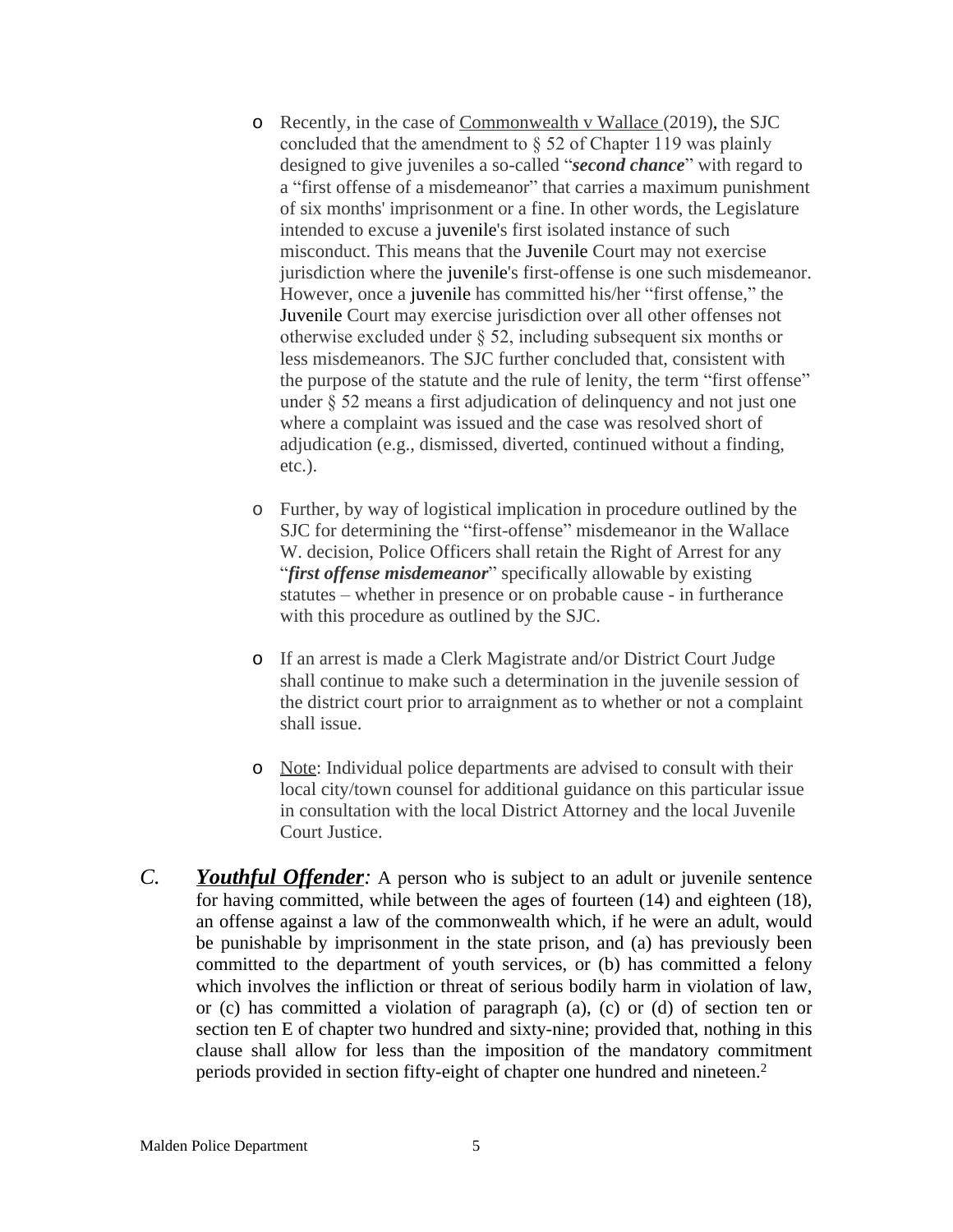- Recently, in the case of Commonwealth v Wallace (2019), the SJC concluded that the amendment to § 52 of Chapter 119 was plainly designed to give juveniles a so-called "***second chance***" with regard to a "first offense of a misdemeanor" that carries a maximum punishment of six months' imprisonment or a fine. In other words, the Legislature intended to excuse a juvenile's first isolated instance of such misconduct. This means that the Juvenile Court may not exercise jurisdiction where the juvenile's first-offense is one such misdemeanor. However, once a juvenile has committed his/her "first offense," the Juvenile Court may exercise jurisdiction over all other offenses not otherwise excluded under § 52, including subsequent six months or less misdemeanors. The SJC further concluded that, consistent with the purpose of the statute and the rule of lenity, the term "first offense" under § 52 means a first adjudication of delinquency and not just one where a complaint was issued and the case was resolved short of adjudication (e.g., dismissed, diverted, continued without a finding, etc.).

- Further, by way of logistical implication in procedure outlined by the SJC for determining the "first-offense" misdemeanor in the Wallace W. decision, Police Officers shall retain the Right of Arrest for any "***first offense misdemeanor***" specifically allowable by existing statutes – whether in presence or on probable cause - in furtherance with this procedure as outlined by the SJC.

- If an arrest is made a Clerk Magistrate and/or District Court Judge shall continue to make such a determination in the juvenile session of the district court prior to arraignment as to whether or not a complaint shall issue.

- Note: Individual police departments are advised to consult with their local city/town counsel for additional guidance on this particular issue in consultation with the local District Attorney and the local Juvenile Court Justice.

*C.* ***Youthful Offender****:* A person who is subject to an adult or juvenile sentence for having committed, while between the ages of fourteen (14) and eighteen (18), an offense against a law of the commonwealth which, if he were an adult, would be punishable by imprisonment in the state prison, and (a) has previously been committed to the department of youth services, or (b) has committed a felony which involves the infliction or threat of serious bodily harm in violation of law, or (c) has committed a violation of paragraph (a), (c) or (d) of section ten or section ten E of chapter two hundred and sixty-nine; provided that, nothing in this clause shall allow for less than the imposition of the mandatory commitment periods provided in section fifty-eight of chapter one hundred and nineteen.[2]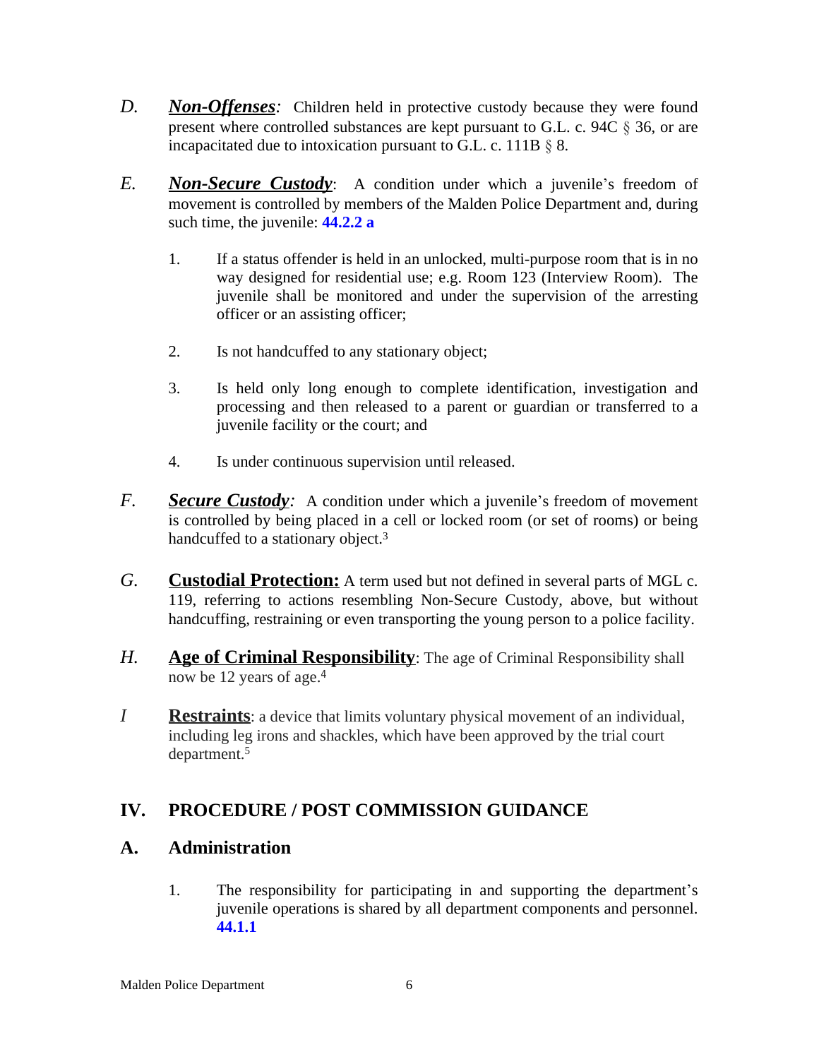*D.* ***Non-Offenses****:* Children held in protective custody because they were found present where controlled substances are kept pursuant to G.L. c. 94C § 36, or are incapacitated due to intoxication pursuant to G.L. c. 111B § 8.

*E.* ***Non-Secure Custody***: A condition under which a juvenile's freedom of movement is controlled by members of the Malden Police Department and, during such time, the juvenile: **44.2.2 a**

1. If a status offender is held in an unlocked, multi-purpose room that is in no way designed for residential use; e.g. Room 123 (Interview Room). The juvenile shall be monitored and under the supervision of the arresting officer or an assisting officer;

2. Is not handcuffed to any stationary object;

3. Is held only long enough to complete identification, investigation and processing and then released to a parent or guardian or transferred to a juvenile facility or the court; and

4. Is under continuous supervision until released.

*F.* ***Secure Custody****:* A condition under which a juvenile's freedom of movement is controlled by being placed in a cell or locked room (or set of rooms) or being handcuffed to a stationary object.[3]

*G.* **Custodial Protection:** A term used but not defined in several parts of MGL c. 119, referring to actions resembling Non-Secure Custody, above, but without handcuffing, restraining or even transporting the young person to a police facility.

*H.* **Age of Criminal Responsibility**: The age of Criminal Responsibility shall now be 12 years of age.[4]

*I* **Restraints**: a device that limits voluntary physical movement of an individual, including leg irons and shackles, which have been approved by the trial court department.[5]

## IV. PROCEDURE / POST COMMISSION GUIDANCE

### A. Administration

1. The responsibility for participating in and supporting the department's juvenile operations is shared by all department components and personnel. **44.1.1**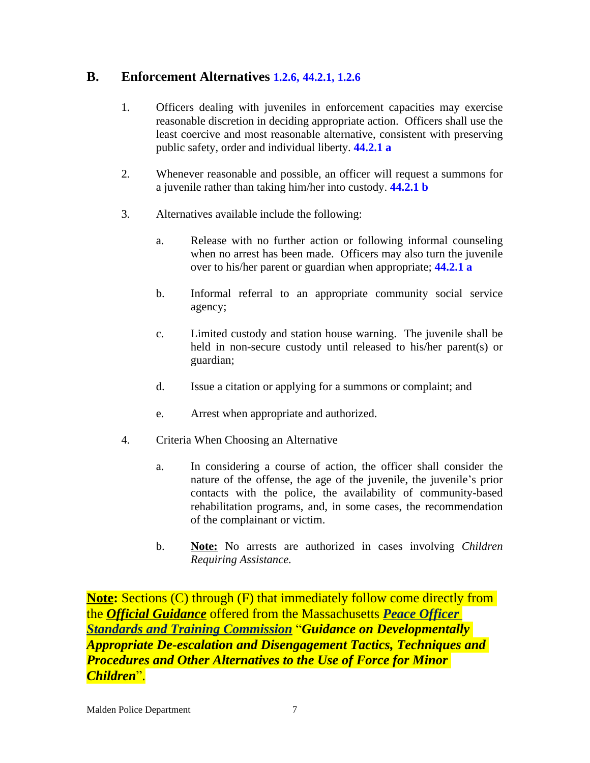## B. Enforcement Alternatives **1.2.6, 44.2.1, 1.2.6**

1. Officers dealing with juveniles in enforcement capacities may exercise reasonable discretion in deciding appropriate action. Officers shall use the least coercive and most reasonable alternative, consistent with preserving public safety, order and individual liberty. **44.2.1 a**

2. Whenever reasonable and possible, an officer will request a summons for a juvenile rather than taking him/her into custody. **44.2.1 b**

3. Alternatives available include the following:

   a. Release with no further action or following informal counseling when no arrest has been made. Officers may also turn the juvenile over to his/her parent or guardian when appropriate; **44.2.1 a**

   b. Informal referral to an appropriate community social service agency;

   c. Limited custody and station house warning. The juvenile shall be held in non-secure custody until released to his/her parent(s) or guardian;

   d. Issue a citation or applying for a summons or complaint; and

   e. Arrest when appropriate and authorized.

4. Criteria When Choosing an Alternative

   a. In considering a course of action, the officer shall consider the nature of the offense, the age of the juvenile, the juvenile's prior contacts with the police, the availability of community-based rehabilitation programs, and, in some cases, the recommendation of the complainant or victim.

   b. **Note:** No arrests are authorized in cases involving *Children Requiring Assistance.*

**Note:** Sections (C) through (F) that immediately follow come directly from the ***Official Guidance*** offered from the Massachusetts ***Peace Officer Standards and Training Commission*** "***Guidance on Developmentally Appropriate De-escalation and Disengagement Tactics, Techniques and Procedures and Other Alternatives to the Use of Force for Minor Children***".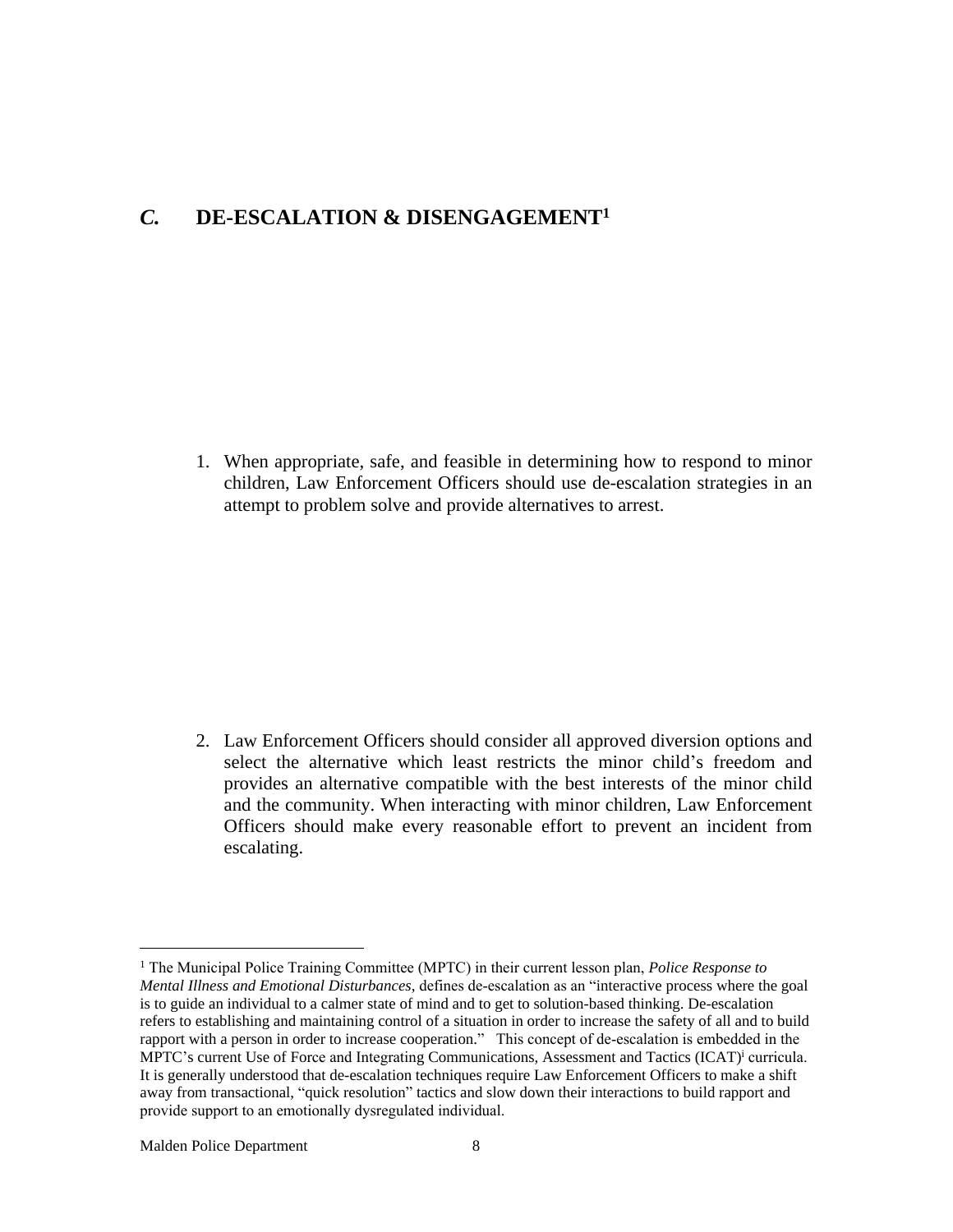## *C.* DE-ESCALATION & DISENGAGEMENT[1]

1. When appropriate, safe, and feasible in determining how to respond to minor children, Law Enforcement Officers should use de-escalation strategies in an attempt to problem solve and provide alternatives to arrest.

2. Law Enforcement Officers should consider all approved diversion options and select the alternative which least restricts the minor child's freedom and provides an alternative compatible with the best interests of the minor child and the community. When interacting with minor children, Law Enforcement Officers should make every reasonable effort to prevent an incident from escalating.

---

[1] The Municipal Police Training Committee (MPTC) in their current lesson plan, *Police Response to Mental Illness and Emotional Disturbances*, defines de-escalation as an "interactive process where the goal is to guide an individual to a calmer state of mind and to get to solution-based thinking. De-escalation refers to establishing and maintaining control of a situation in order to increase the safety of all and to build rapport with a person in order to increase cooperation." This concept of de-escalation is embedded in the MPTC's current Use of Force and Integrating Communications, Assessment and Tactics (ICAT)[i] curricula. It is generally understood that de-escalation techniques require Law Enforcement Officers to make a shift away from transactional, "quick resolution" tactics and slow down their interactions to build rapport and provide support to an emotionally dysregulated individual.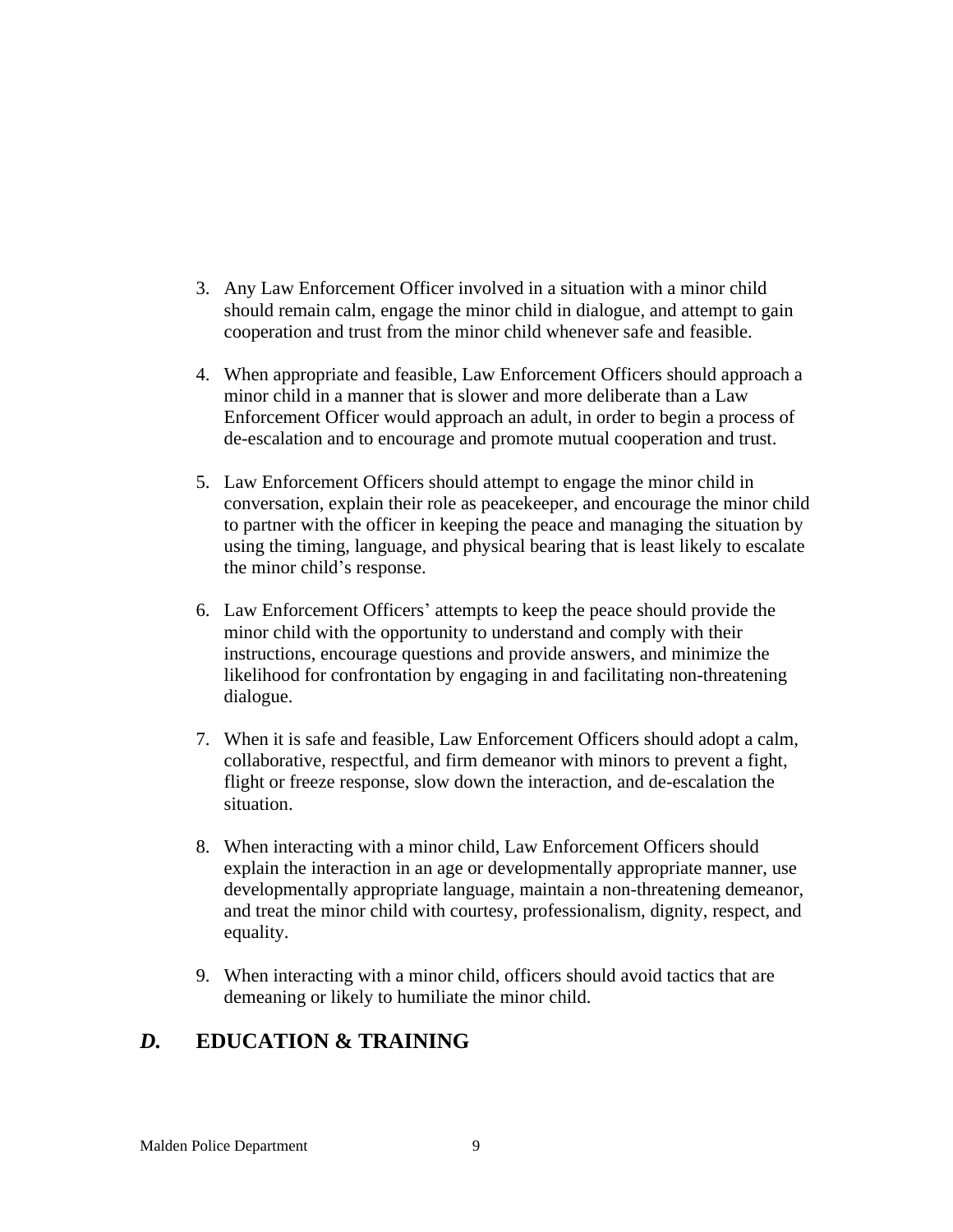3. Any Law Enforcement Officer involved in a situation with a minor child should remain calm, engage the minor child in dialogue, and attempt to gain cooperation and trust from the minor child whenever safe and feasible.

4. When appropriate and feasible, Law Enforcement Officers should approach a minor child in a manner that is slower and more deliberate than a Law Enforcement Officer would approach an adult, in order to begin a process of de-escalation and to encourage and promote mutual cooperation and trust.

5. Law Enforcement Officers should attempt to engage the minor child in conversation, explain their role as peacekeeper, and encourage the minor child to partner with the officer in keeping the peace and managing the situation by using the timing, language, and physical bearing that is least likely to escalate the minor child's response.

6. Law Enforcement Officers' attempts to keep the peace should provide the minor child with the opportunity to understand and comply with their instructions, encourage questions and provide answers, and minimize the likelihood for confrontation by engaging in and facilitating non-threatening dialogue.

7. When it is safe and feasible, Law Enforcement Officers should adopt a calm, collaborative, respectful, and firm demeanor with minors to prevent a fight, flight or freeze response, slow down the interaction, and de-escalation the situation.

8. When interacting with a minor child, Law Enforcement Officers should explain the interaction in an age or developmentally appropriate manner, use developmentally appropriate language, maintain a non-threatening demeanor, and treat the minor child with courtesy, professionalism, dignity, respect, and equality.

9. When interacting with a minor child, officers should avoid tactics that are demeaning or likely to humiliate the minor child.

## *D.* EDUCATION & TRAINING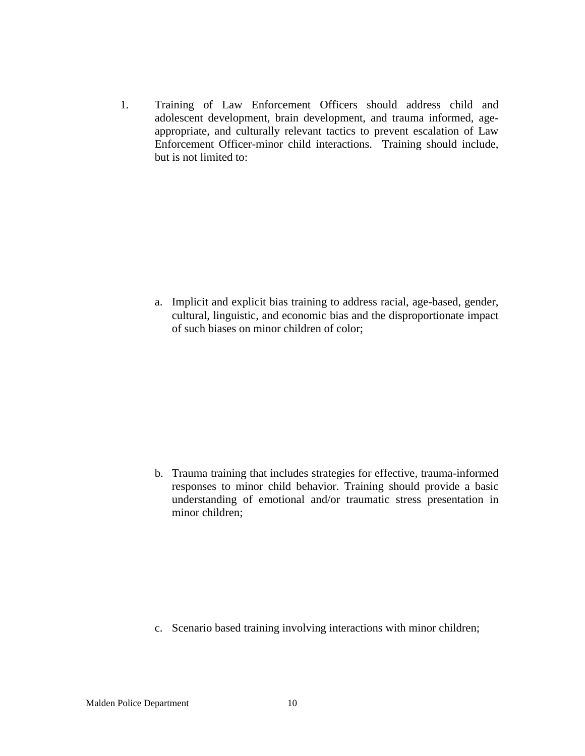1. Training of Law Enforcement Officers should address child and adolescent development, brain development, and trauma informed, age-appropriate, and culturally relevant tactics to prevent escalation of Law Enforcement Officer-minor child interactions. Training should include, but is not limited to:

    a. Implicit and explicit bias training to address racial, age-based, gender, cultural, linguistic, and economic bias and the disproportionate impact of such biases on minor children of color;

    b. Trauma training that includes strategies for effective, trauma-informed responses to minor child behavior. Training should provide a basic understanding of emotional and/or traumatic stress presentation in minor children;

    c. Scenario based training involving interactions with minor children;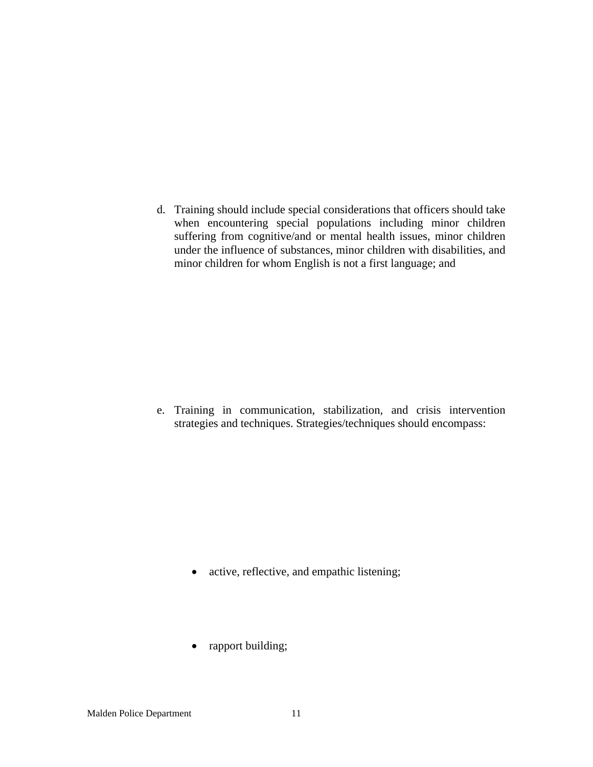d. Training should include special considerations that officers should take when encountering special populations including minor children suffering from cognitive/and or mental health issues, minor children under the influence of substances, minor children with disabilities, and minor children for whom English is not a first language; and

e. Training in communication, stabilization, and crisis intervention strategies and techniques. Strategies/techniques should encompass:

- active, reflective, and empathic listening;

- rapport building;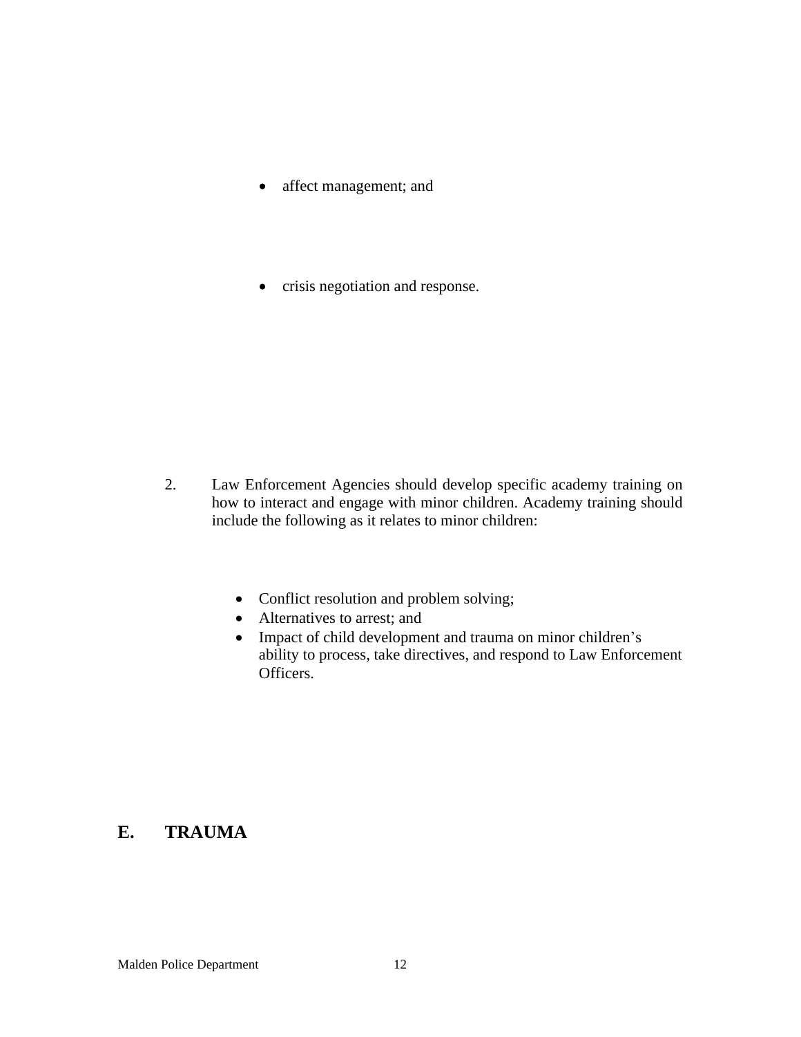- affect management; and

- crisis negotiation and response.

2. Law Enforcement Agencies should develop specific academy training on how to interact and engage with minor children. Academy training should include the following as it relates to minor children:

   - Conflict resolution and problem solving;
   - Alternatives to arrest; and
   - Impact of child development and trauma on minor children's ability to process, take directives, and respond to Law Enforcement Officers.

## E. TRAUMA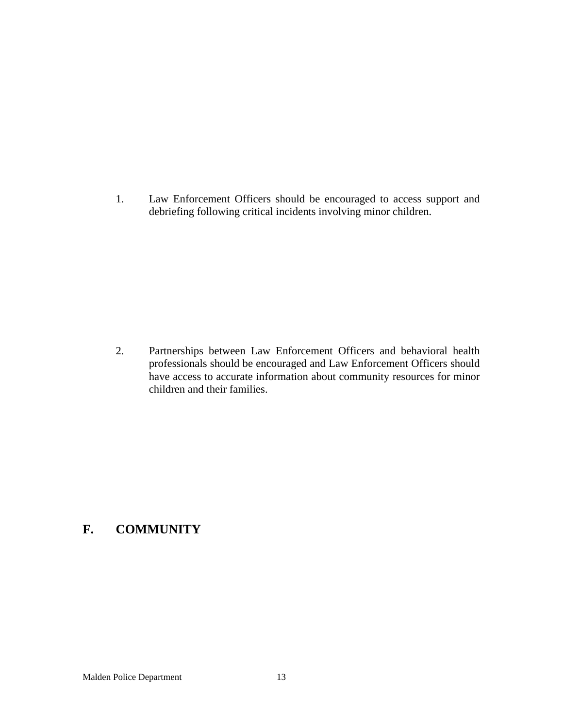1. Law Enforcement Officers should be encouraged to access support and debriefing following critical incidents involving minor children.

2. Partnerships between Law Enforcement Officers and behavioral health professionals should be encouraged and Law Enforcement Officers should have access to accurate information about community resources for minor children and their families.

## F. COMMUNITY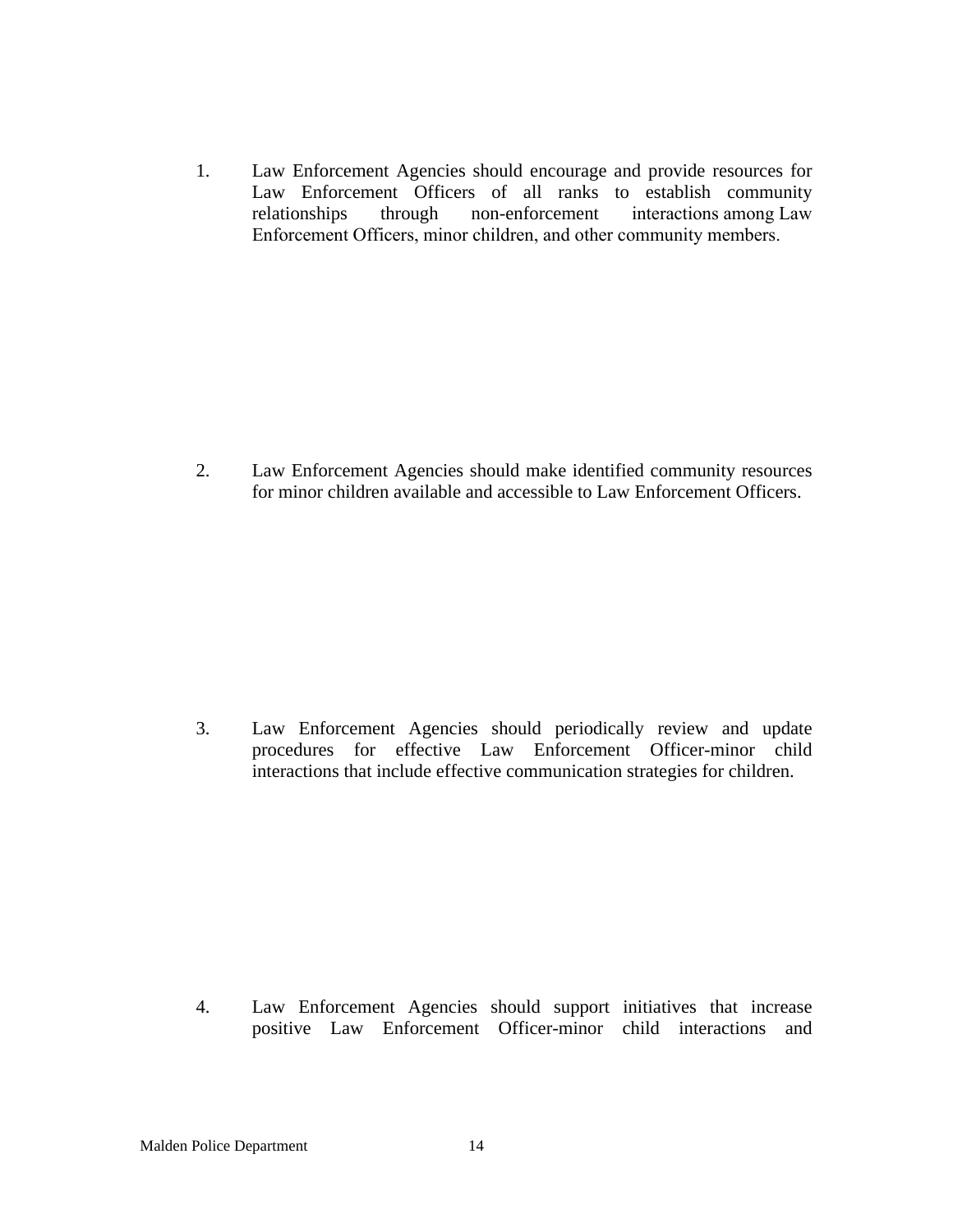1. Law Enforcement Agencies should encourage and provide resources for Law Enforcement Officers of all ranks to establish community relationships through non-enforcement interactions among Law Enforcement Officers, minor children, and other community members.

2. Law Enforcement Agencies should make identified community resources for minor children available and accessible to Law Enforcement Officers.

3. Law Enforcement Agencies should periodically review and update procedures for effective Law Enforcement Officer-minor child interactions that include effective communication strategies for children.

4. Law Enforcement Agencies should support initiatives that increase positive Law Enforcement Officer-minor child interactions and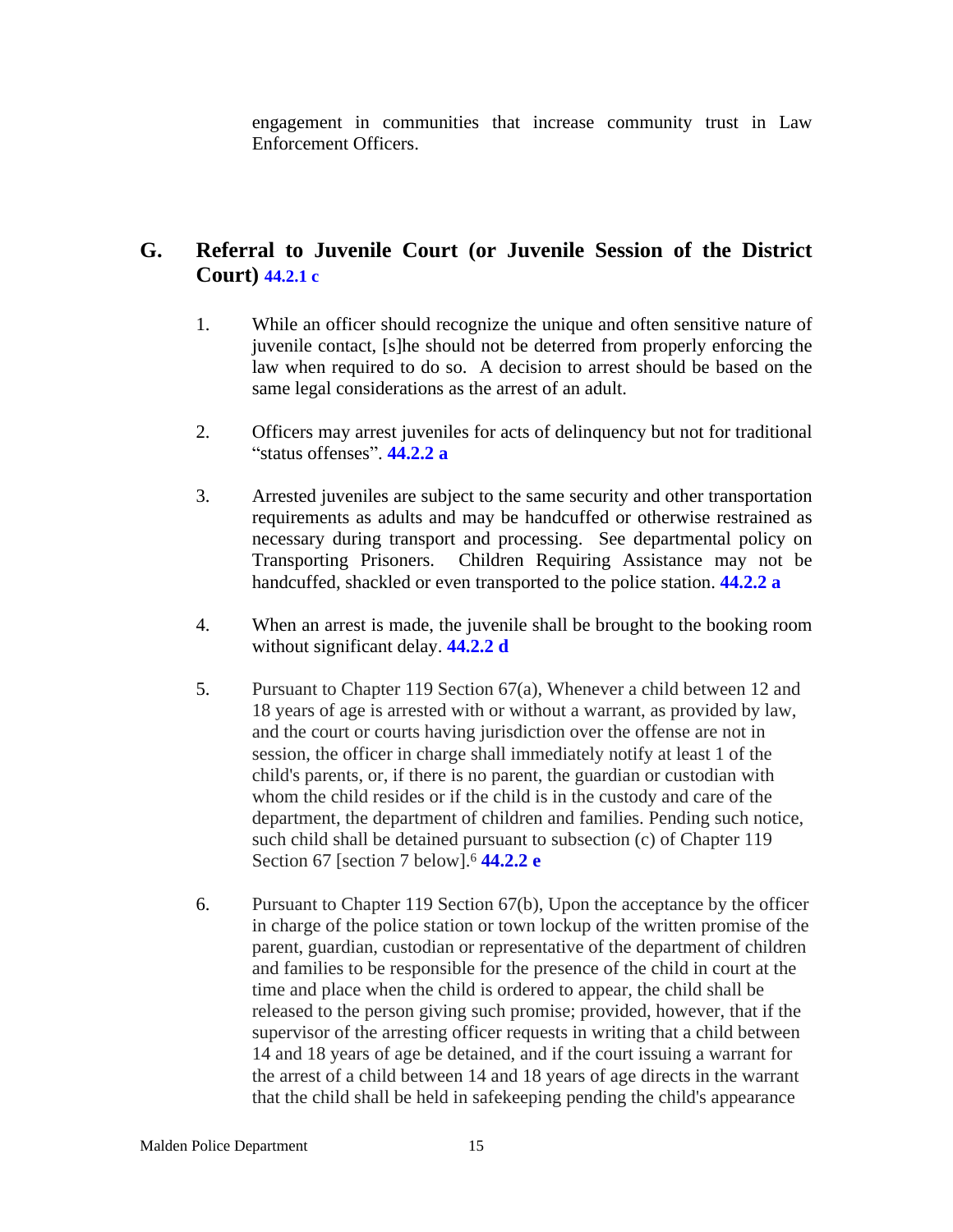engagement in communities that increase community trust in Law Enforcement Officers.

## G. Referral to Juvenile Court (or Juvenile Session of the District Court) 44.2.1 c

1. While an officer should recognize the unique and often sensitive nature of juvenile contact, [s]he should not be deterred from properly enforcing the law when required to do so. A decision to arrest should be based on the same legal considerations as the arrest of an adult.

2. Officers may arrest juveniles for acts of delinquency but not for traditional "status offenses". **44.2.2 a**

3. Arrested juveniles are subject to the same security and other transportation requirements as adults and may be handcuffed or otherwise restrained as necessary during transport and processing. See departmental policy on Transporting Prisoners. Children Requiring Assistance may not be handcuffed, shackled or even transported to the police station. **44.2.2 a**

4. When an arrest is made, the juvenile shall be brought to the booking room without significant delay. **44.2.2 d**

5. Pursuant to Chapter 119 Section 67(a), Whenever a child between 12 and 18 years of age is arrested with or without a warrant, as provided by law, and the court or courts having jurisdiction over the offense are not in session, the officer in charge shall immediately notify at least 1 of the child's parents, or, if there is no parent, the guardian or custodian with whom the child resides or if the child is in the custody and care of the department, the department of children and families. Pending such notice, such child shall be detained pursuant to subsection (c) of Chapter 119 Section 67 [section 7 below].[6] **44.2.2 e**

6. Pursuant to Chapter 119 Section 67(b), Upon the acceptance by the officer in charge of the police station or town lockup of the written promise of the parent, guardian, custodian or representative of the department of children and families to be responsible for the presence of the child in court at the time and place when the child is ordered to appear, the child shall be released to the person giving such promise; provided, however, that if the supervisor of the arresting officer requests in writing that a child between 14 and 18 years of age be detained, and if the court issuing a warrant for the arrest of a child between 14 and 18 years of age directs in the warrant that the child shall be held in safekeeping pending the child's appearance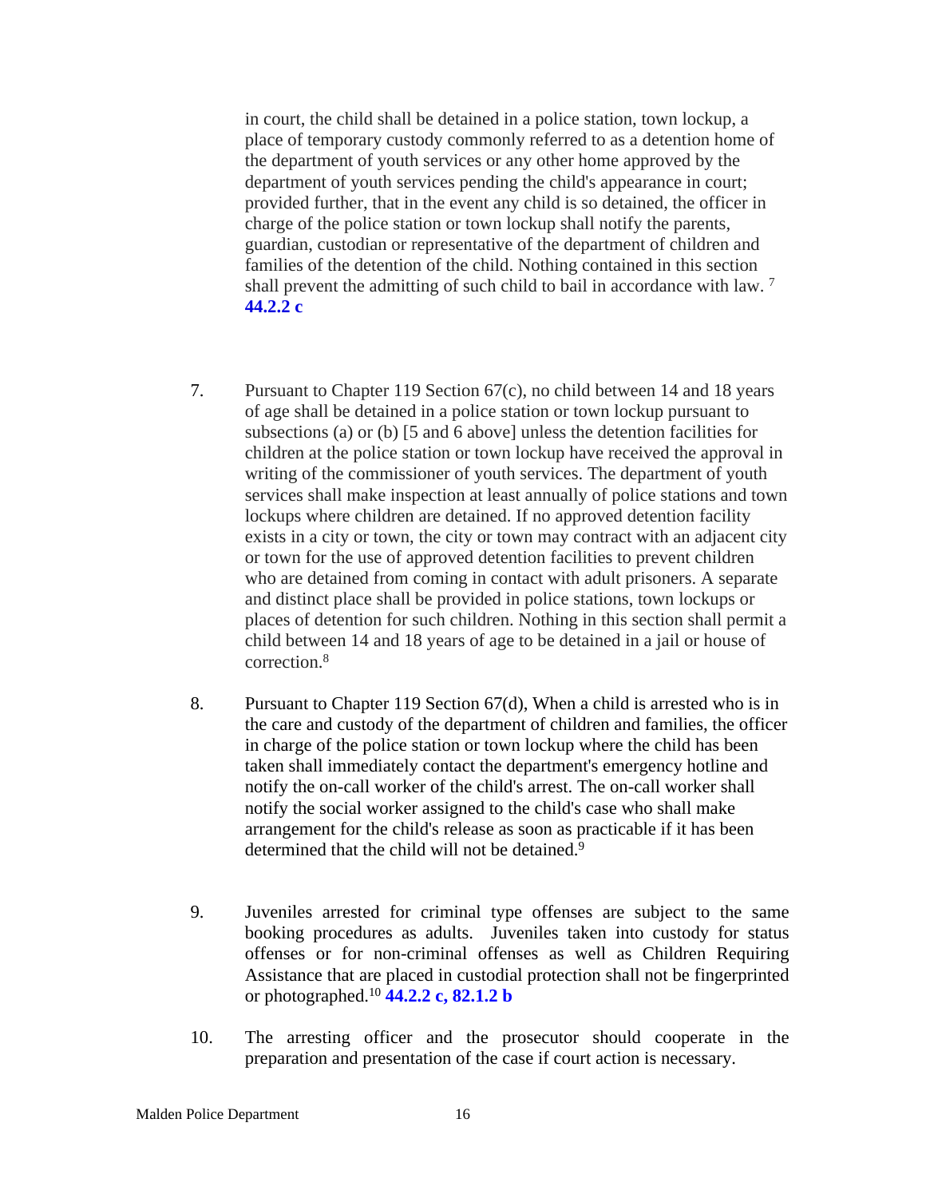in court, the child shall be detained in a police station, town lockup, a place of temporary custody commonly referred to as a detention home of the department of youth services or any other home approved by the department of youth services pending the child's appearance in court; provided further, that in the event any child is so detained, the officer in charge of the police station or town lockup shall notify the parents, guardian, custodian or representative of the department of children and families of the detention of the child. Nothing contained in this section shall prevent the admitting of such child to bail in accordance with law. [7] **44.2.2 c**

7. Pursuant to Chapter 119 Section 67(c), no child between 14 and 18 years of age shall be detained in a police station or town lockup pursuant to subsections (a) or (b) [5 and 6 above] unless the detention facilities for children at the police station or town lockup have received the approval in writing of the commissioner of youth services. The department of youth services shall make inspection at least annually of police stations and town lockups where children are detained. If no approved detention facility exists in a city or town, the city or town may contract with an adjacent city or town for the use of approved detention facilities to prevent children who are detained from coming in contact with adult prisoners. A separate and distinct place shall be provided in police stations, town lockups or places of detention for such children. Nothing in this section shall permit a child between 14 and 18 years of age to be detained in a jail or house of correction.[8]

8. Pursuant to Chapter 119 Section 67(d), When a child is arrested who is in the care and custody of the department of children and families, the officer in charge of the police station or town lockup where the child has been taken shall immediately contact the department's emergency hotline and notify the on-call worker of the child's arrest. The on-call worker shall notify the social worker assigned to the child's case who shall make arrangement for the child's release as soon as practicable if it has been determined that the child will not be detained.[9]

9. Juveniles arrested for criminal type offenses are subject to the same booking procedures as adults. Juveniles taken into custody for status offenses or for non-criminal offenses as well as Children Requiring Assistance that are placed in custodial protection shall not be fingerprinted or photographed.[10] **44.2.2 c, 82.1.2 b**

10. The arresting officer and the prosecutor should cooperate in the preparation and presentation of the case if court action is necessary.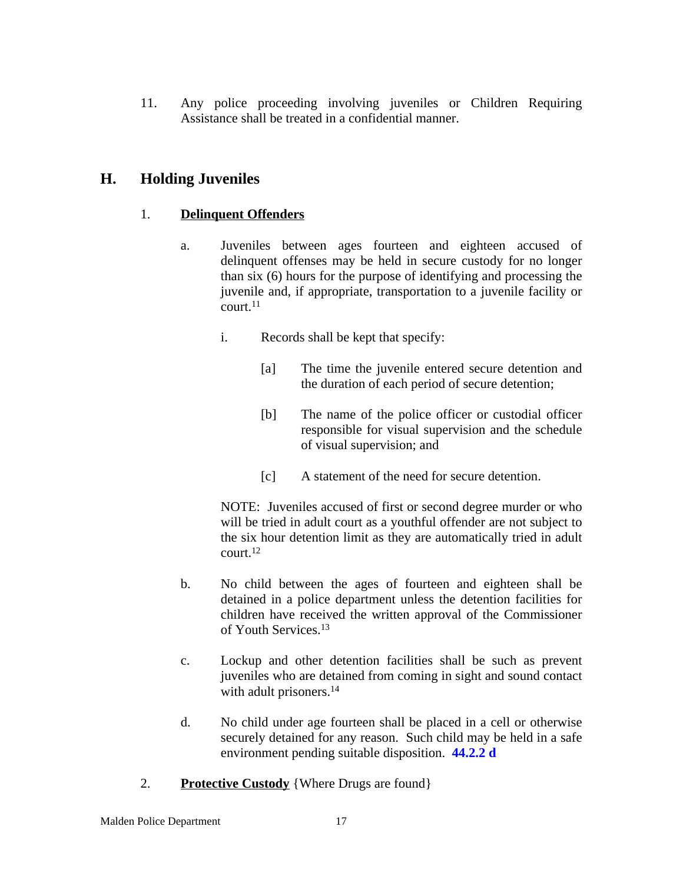11. Any police proceeding involving juveniles or Children Requiring Assistance shall be treated in a confidential manner.

## H. Holding Juveniles

1. **Delinquent Offenders**

   a. Juveniles between ages fourteen and eighteen accused of delinquent offenses may be held in secure custody for no longer than six (6) hours for the purpose of identifying and processing the juvenile and, if appropriate, transportation to a juvenile facility or court.[11]

      i. Records shall be kept that specify:

         [a] The time the juvenile entered secure detention and the duration of each period of secure detention;

         [b] The name of the police officer or custodial officer responsible for visual supervision and the schedule of visual supervision; and

         [c] A statement of the need for secure detention.

      NOTE: Juveniles accused of first or second degree murder or who will be tried in adult court as a youthful offender are not subject to the six hour detention limit as they are automatically tried in adult court.[12]

   b. No child between the ages of fourteen and eighteen shall be detained in a police department unless the detention facilities for children have received the written approval of the Commissioner of Youth Services.[13]

   c. Lockup and other detention facilities shall be such as prevent juveniles who are detained from coming in sight and sound contact with adult prisoners.[14]

   d. No child under age fourteen shall be placed in a cell or otherwise securely detained for any reason. Such child may be held in a safe environment pending suitable disposition. **44.2.2 d**

2. **Protective Custody** {Where Drugs are found}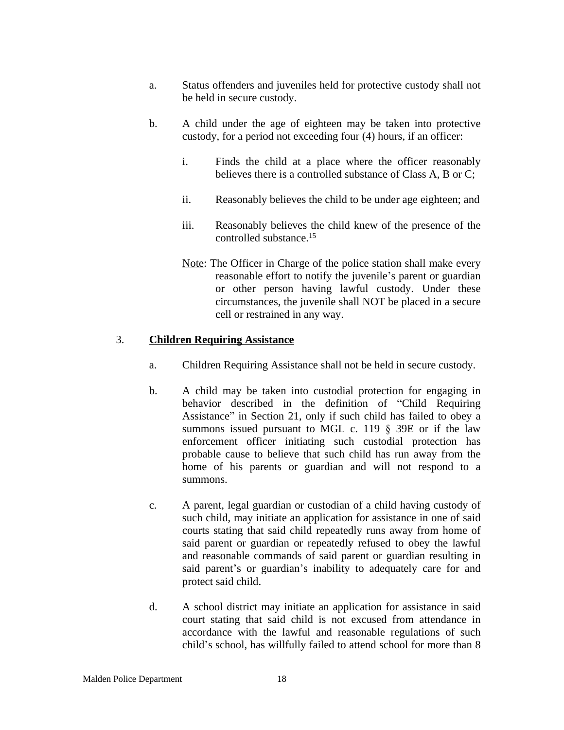a. Status offenders and juveniles held for protective custody shall not be held in secure custody.

b. A child under the age of eighteen may be taken into protective custody, for a period not exceeding four (4) hours, if an officer:

   i. Finds the child at a place where the officer reasonably believes there is a controlled substance of Class A, B or C;

   ii. Reasonably believes the child to be under age eighteen; and

   iii. Reasonably believes the child knew of the presence of the controlled substance.[15]

   Note: The Officer in Charge of the police station shall make every reasonable effort to notify the juvenile's parent or guardian or other person having lawful custody. Under these circumstances, the juvenile shall NOT be placed in a secure cell or restrained in any way.

3. **Children Requiring Assistance**

a. Children Requiring Assistance shall not be held in secure custody.

b. A child may be taken into custodial protection for engaging in behavior described in the definition of "Child Requiring Assistance" in Section 21, only if such child has failed to obey a summons issued pursuant to MGL c. 119 § 39E or if the law enforcement officer initiating such custodial protection has probable cause to believe that such child has run away from the home of his parents or guardian and will not respond to a summons.

c. A parent, legal guardian or custodian of a child having custody of such child, may initiate an application for assistance in one of said courts stating that said child repeatedly runs away from home of said parent or guardian or repeatedly refused to obey the lawful and reasonable commands of said parent or guardian resulting in said parent's or guardian's inability to adequately care for and protect said child.

d. A school district may initiate an application for assistance in said court stating that said child is not excused from attendance in accordance with the lawful and reasonable regulations of such child's school, has willfully failed to attend school for more than 8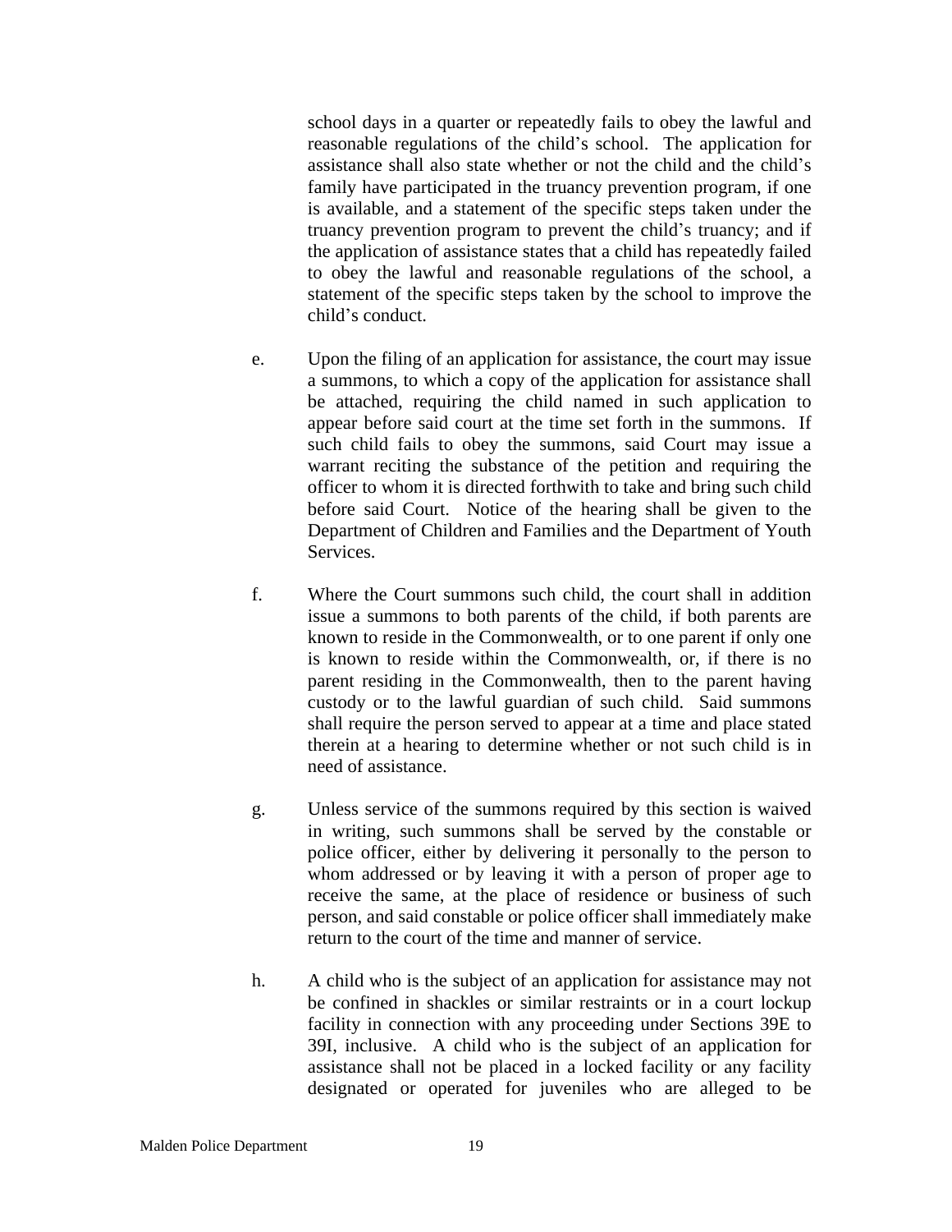school days in a quarter or repeatedly fails to obey the lawful and reasonable regulations of the child's school. The application for assistance shall also state whether or not the child and the child's family have participated in the truancy prevention program, if one is available, and a statement of the specific steps taken under the truancy prevention program to prevent the child's truancy; and if the application of assistance states that a child has repeatedly failed to obey the lawful and reasonable regulations of the school, a statement of the specific steps taken by the school to improve the child's conduct.

e. Upon the filing of an application for assistance, the court may issue a summons, to which a copy of the application for assistance shall be attached, requiring the child named in such application to appear before said court at the time set forth in the summons. If such child fails to obey the summons, said Court may issue a warrant reciting the substance of the petition and requiring the officer to whom it is directed forthwith to take and bring such child before said Court. Notice of the hearing shall be given to the Department of Children and Families and the Department of Youth Services.

f. Where the Court summons such child, the court shall in addition issue a summons to both parents of the child, if both parents are known to reside in the Commonwealth, or to one parent if only one is known to reside within the Commonwealth, or, if there is no parent residing in the Commonwealth, then to the parent having custody or to the lawful guardian of such child. Said summons shall require the person served to appear at a time and place stated therein at a hearing to determine whether or not such child is in need of assistance.

g. Unless service of the summons required by this section is waived in writing, such summons shall be served by the constable or police officer, either by delivering it personally to the person to whom addressed or by leaving it with a person of proper age to receive the same, at the place of residence or business of such person, and said constable or police officer shall immediately make return to the court of the time and manner of service.

h. A child who is the subject of an application for assistance may not be confined in shackles or similar restraints or in a court lockup facility in connection with any proceeding under Sections 39E to 39I, inclusive. A child who is the subject of an application for assistance shall not be placed in a locked facility or any facility designated or operated for juveniles who are alleged to be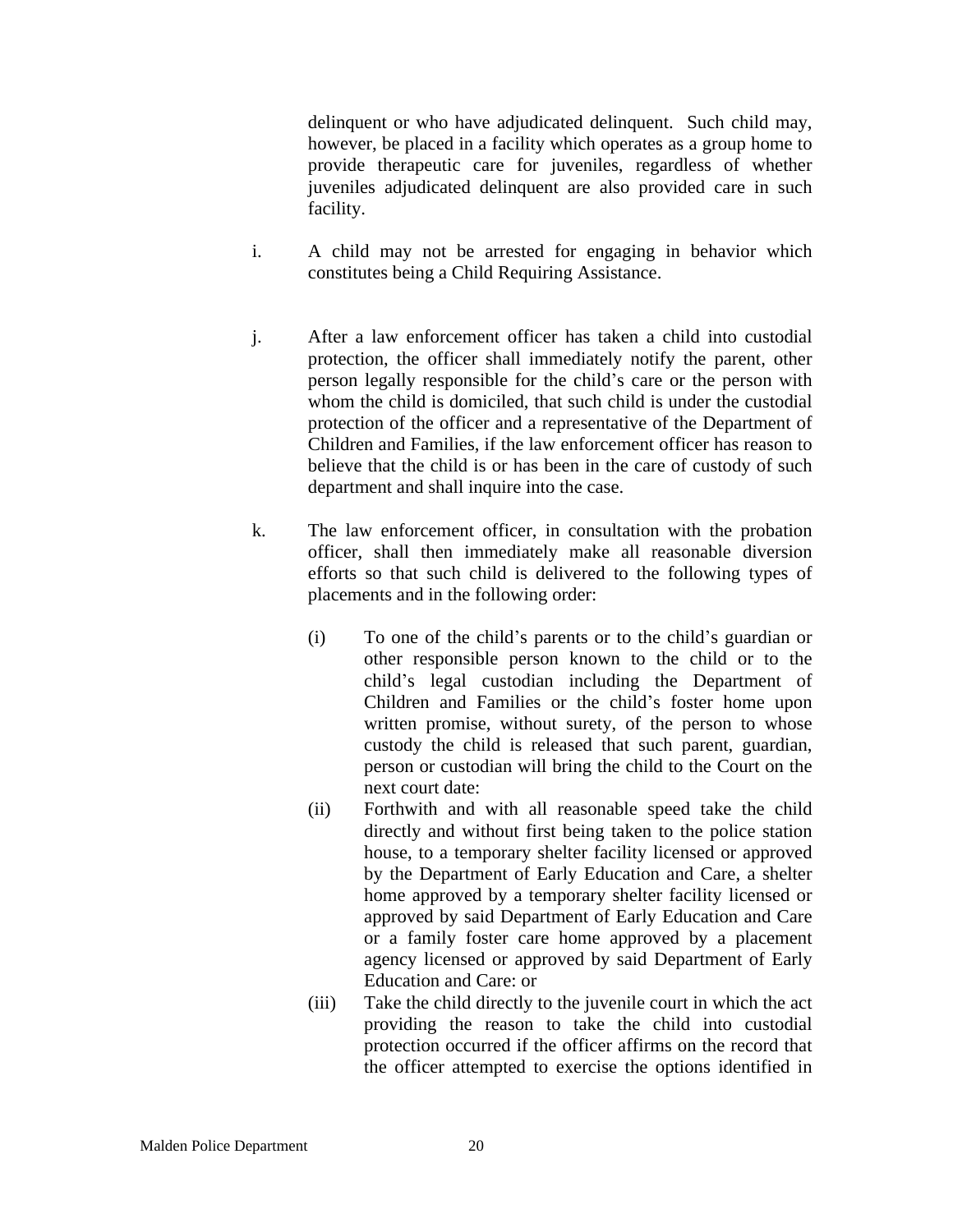delinquent or who have adjudicated delinquent. Such child may, however, be placed in a facility which operates as a group home to provide therapeutic care for juveniles, regardless of whether juveniles adjudicated delinquent are also provided care in such facility.

i. A child may not be arrested for engaging in behavior which constitutes being a Child Requiring Assistance.

j. After a law enforcement officer has taken a child into custodial protection, the officer shall immediately notify the parent, other person legally responsible for the child's care or the person with whom the child is domiciled, that such child is under the custodial protection of the officer and a representative of the Department of Children and Families, if the law enforcement officer has reason to believe that the child is or has been in the care of custody of such department and shall inquire into the case.

k. The law enforcement officer, in consultation with the probation officer, shall then immediately make all reasonable diversion efforts so that such child is delivered to the following types of placements and in the following order:

(i) To one of the child's parents or to the child's guardian or other responsible person known to the child or to the child's legal custodian including the Department of Children and Families or the child's foster home upon written promise, without surety, of the person to whose custody the child is released that such parent, guardian, person or custodian will bring the child to the Court on the next court date:

(ii) Forthwith and with all reasonable speed take the child directly and without first being taken to the police station house, to a temporary shelter facility licensed or approved by the Department of Early Education and Care, a shelter home approved by a temporary shelter facility licensed or approved by said Department of Early Education and Care or a family foster care home approved by a placement agency licensed or approved by said Department of Early Education and Care: or

(iii) Take the child directly to the juvenile court in which the act providing the reason to take the child into custodial protection occurred if the officer affirms on the record that the officer attempted to exercise the options identified in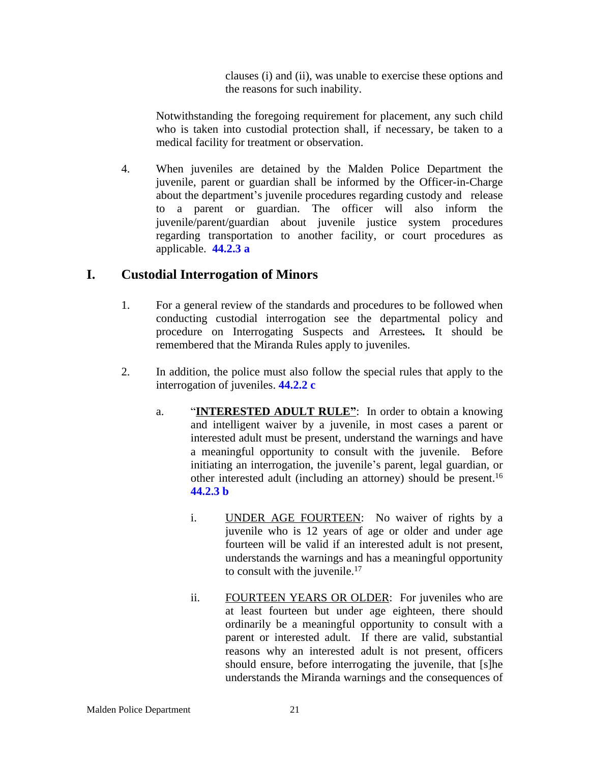clauses (i) and (ii), was unable to exercise these options and the reasons for such inability.

Notwithstanding the foregoing requirement for placement, any such child who is taken into custodial protection shall, if necessary, be taken to a medical facility for treatment or observation.

4. When juveniles are detained by the Malden Police Department the juvenile, parent or guardian shall be informed by the Officer-in-Charge about the department's juvenile procedures regarding custody and release to a parent or guardian. The officer will also inform the juvenile/parent/guardian about juvenile justice system procedures regarding transportation to another facility, or court procedures as applicable. **44.2.3 a**

## I. Custodial Interrogation of Minors

1. For a general review of the standards and procedures to be followed when conducting custodial interrogation see the departmental policy and procedure on Interrogating Suspects and Arrestees**.** It should be remembered that the Miranda Rules apply to juveniles.

2. In addition, the police must also follow the special rules that apply to the interrogation of juveniles. **44.2.2 c**

   a. "**INTERESTED ADULT RULE"**: In order to obtain a knowing and intelligent waiver by a juvenile, in most cases a parent or interested adult must be present, understand the warnings and have a meaningful opportunity to consult with the juvenile. Before initiating an interrogation, the juvenile's parent, legal guardian, or other interested adult (including an attorney) should be present.[16] **44.2.3 b**

      i. UNDER AGE FOURTEEN: No waiver of rights by a juvenile who is 12 years of age or older and under age fourteen will be valid if an interested adult is not present, understands the warnings and has a meaningful opportunity to consult with the juvenile.[17]

      ii. FOURTEEN YEARS OR OLDER: For juveniles who are at least fourteen but under age eighteen, there should ordinarily be a meaningful opportunity to consult with a parent or interested adult. If there are valid, substantial reasons why an interested adult is not present, officers should ensure, before interrogating the juvenile, that [s]he understands the Miranda warnings and the consequences of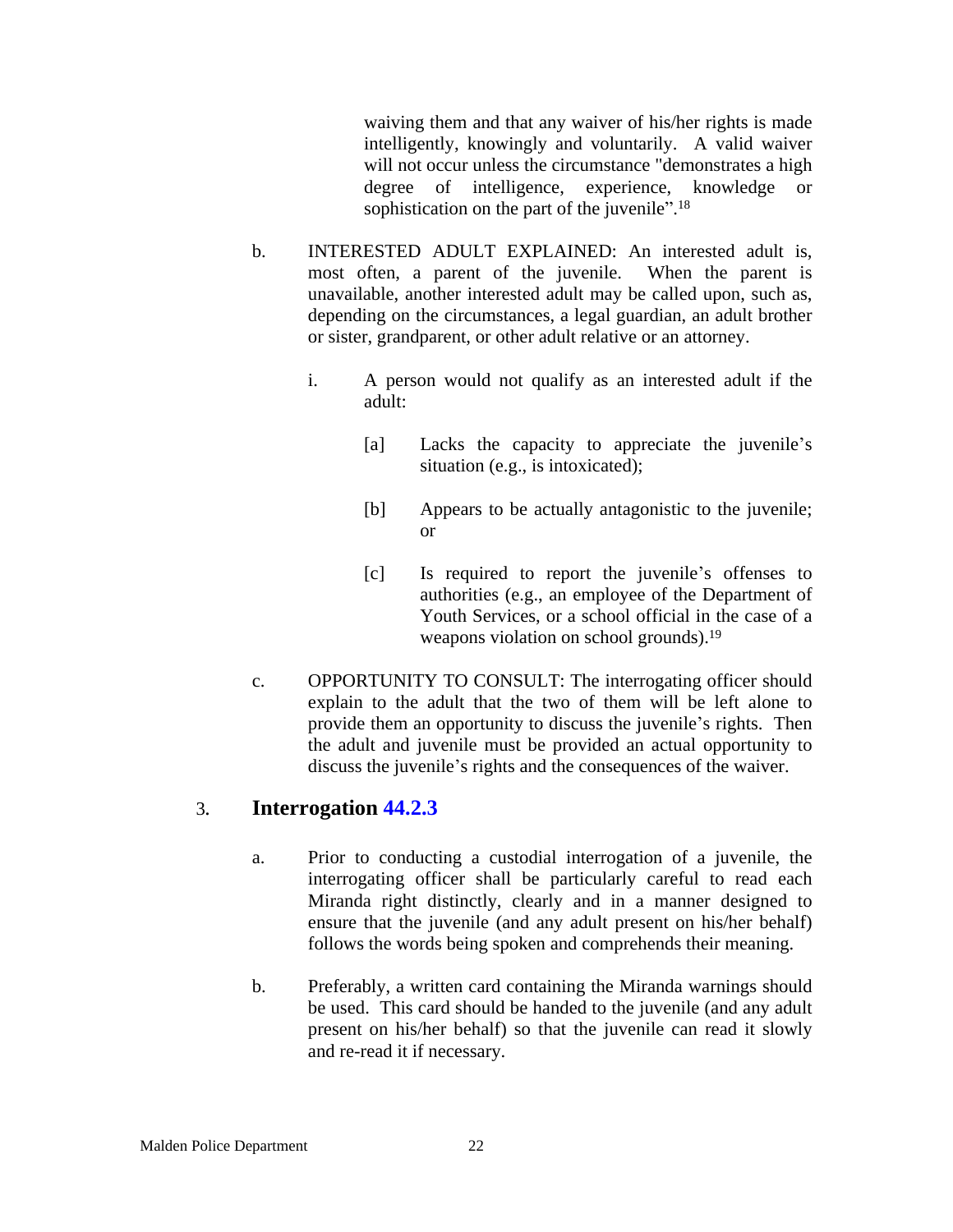waiving them and that any waiver of his/her rights is made intelligently, knowingly and voluntarily. A valid waiver will not occur unless the circumstance "demonstrates a high degree of intelligence, experience, knowledge or sophistication on the part of the juvenile".[18]

b. INTERESTED ADULT EXPLAINED: An interested adult is, most often, a parent of the juvenile. When the parent is unavailable, another interested adult may be called upon, such as, depending on the circumstances, a legal guardian, an adult brother or sister, grandparent, or other adult relative or an attorney.

   i. A person would not qualify as an interested adult if the adult:

      [a] Lacks the capacity to appreciate the juvenile's situation (e.g., is intoxicated);

      [b] Appears to be actually antagonistic to the juvenile; or

      [c] Is required to report the juvenile's offenses to authorities (e.g., an employee of the Department of Youth Services, or a school official in the case of a weapons violation on school grounds).[19]

c. OPPORTUNITY TO CONSULT: The interrogating officer should explain to the adult that the two of them will be left alone to provide them an opportunity to discuss the juvenile's rights. Then the adult and juvenile must be provided an actual opportunity to discuss the juvenile's rights and the consequences of the waiver.

## 3. Interrogation 44.2.3

a. Prior to conducting a custodial interrogation of a juvenile, the interrogating officer shall be particularly careful to read each Miranda right distinctly, clearly and in a manner designed to ensure that the juvenile (and any adult present on his/her behalf) follows the words being spoken and comprehends their meaning.

b. Preferably, a written card containing the Miranda warnings should be used. This card should be handed to the juvenile (and any adult present on his/her behalf) so that the juvenile can read it slowly and re-read it if necessary.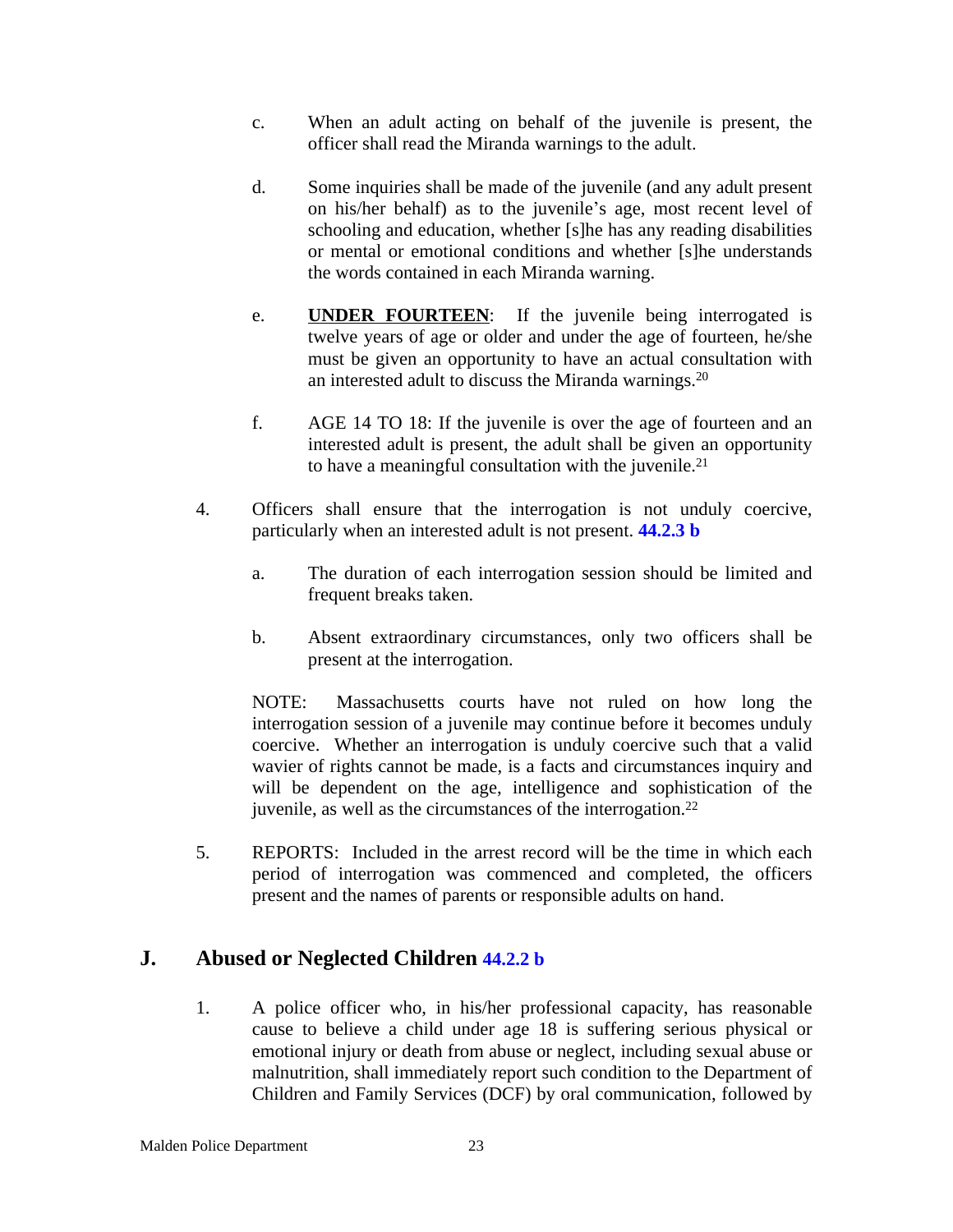c. When an adult acting on behalf of the juvenile is present, the officer shall read the Miranda warnings to the adult.

d. Some inquiries shall be made of the juvenile (and any adult present on his/her behalf) as to the juvenile's age, most recent level of schooling and education, whether [s]he has any reading disabilities or mental or emotional conditions and whether [s]he understands the words contained in each Miranda warning.

e. **UNDER FOURTEEN**: If the juvenile being interrogated is twelve years of age or older and under the age of fourteen, he/she must be given an opportunity to have an actual consultation with an interested adult to discuss the Miranda warnings.[20]

f. AGE 14 TO 18: If the juvenile is over the age of fourteen and an interested adult is present, the adult shall be given an opportunity to have a meaningful consultation with the juvenile.[21]

4. Officers shall ensure that the interrogation is not unduly coercive, particularly when an interested adult is not present. **44.2.3 b**

   a. The duration of each interrogation session should be limited and frequent breaks taken.

   b. Absent extraordinary circumstances, only two officers shall be present at the interrogation.

   NOTE: Massachusetts courts have not ruled on how long the interrogation session of a juvenile may continue before it becomes unduly coercive. Whether an interrogation is unduly coercive such that a valid wavier of rights cannot be made, is a facts and circumstances inquiry and will be dependent on the age, intelligence and sophistication of the juvenile, as well as the circumstances of the interrogation.[22]

5. REPORTS: Included in the arrest record will be the time in which each period of interrogation was commenced and completed, the officers present and the names of parents or responsible adults on hand.

## J. Abused or Neglected Children 44.2.2 b

1. A police officer who, in his/her professional capacity, has reasonable cause to believe a child under age 18 is suffering serious physical or emotional injury or death from abuse or neglect, including sexual abuse or malnutrition, shall immediately report such condition to the Department of Children and Family Services (DCF) by oral communication, followed by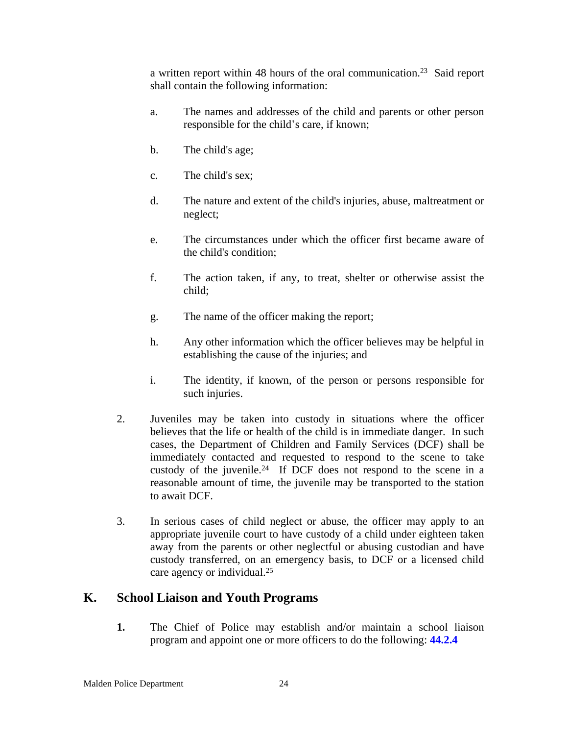a written report within 48 hours of the oral communication.[23] Said report shall contain the following information:

a. The names and addresses of the child and parents or other person responsible for the child's care, if known;

b. The child's age;

c. The child's sex;

d. The nature and extent of the child's injuries, abuse, maltreatment or neglect;

e. The circumstances under which the officer first became aware of the child's condition;

f. The action taken, if any, to treat, shelter or otherwise assist the child;

g. The name of the officer making the report;

h. Any other information which the officer believes may be helpful in establishing the cause of the injuries; and

i. The identity, if known, of the person or persons responsible for such injuries.

2. Juveniles may be taken into custody in situations where the officer believes that the life or health of the child is in immediate danger. In such cases, the Department of Children and Family Services (DCF) shall be immediately contacted and requested to respond to the scene to take custody of the juvenile.[24] If DCF does not respond to the scene in a reasonable amount of time, the juvenile may be transported to the station to await DCF.

3. In serious cases of child neglect or abuse, the officer may apply to an appropriate juvenile court to have custody of a child under eighteen taken away from the parents or other neglectful or abusing custodian and have custody transferred, on an emergency basis, to DCF or a licensed child care agency or individual.[25]

## K. School Liaison and Youth Programs

**1.** The Chief of Police may establish and/or maintain a school liaison program and appoint one or more officers to do the following: **44.2.4**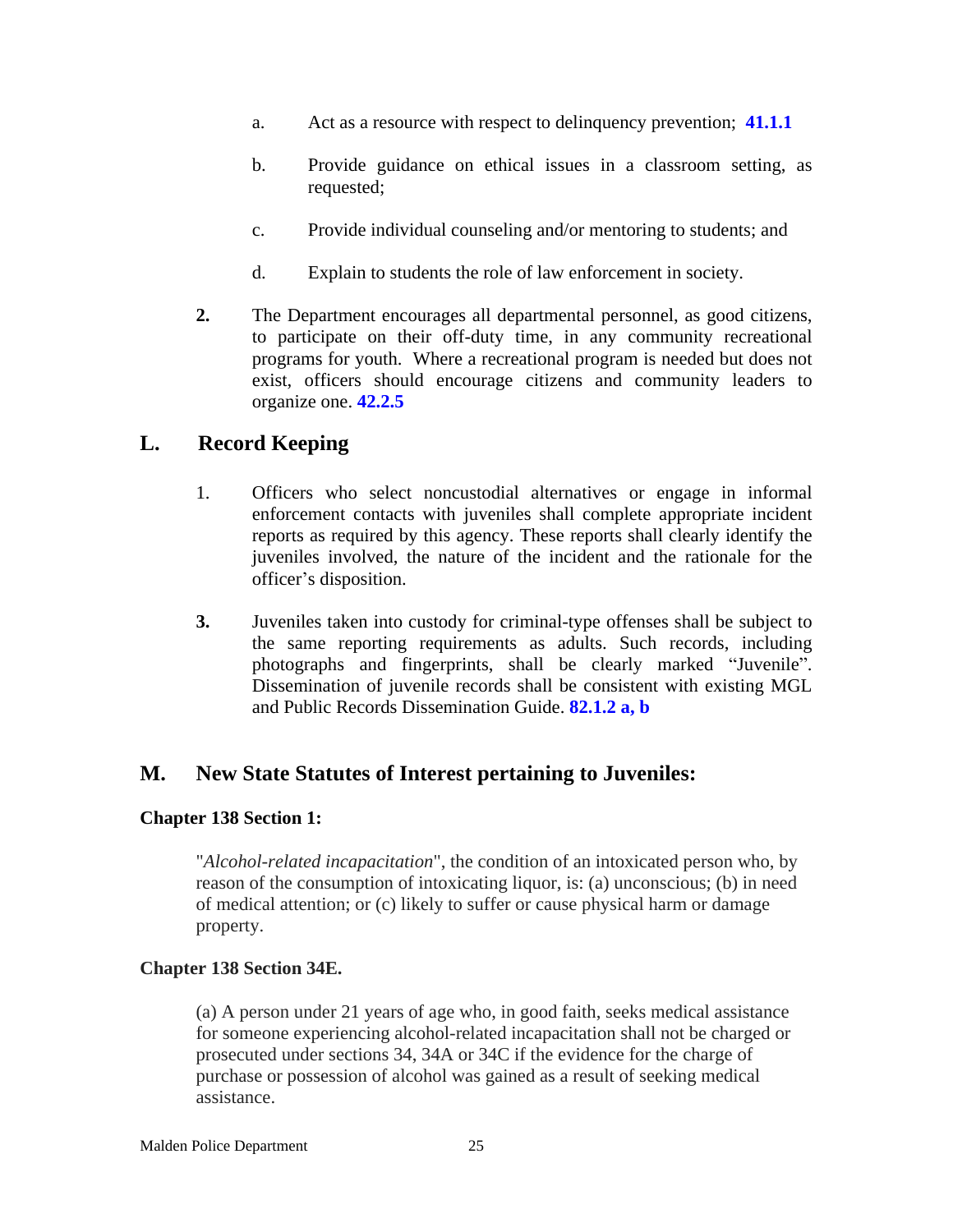a. Act as a resource with respect to delinquency prevention; **41.1.1**

b. Provide guidance on ethical issues in a classroom setting, as requested;

c. Provide individual counseling and/or mentoring to students; and

d. Explain to students the role of law enforcement in society.

**2.** The Department encourages all departmental personnel, as good citizens, to participate on their off-duty time, in any community recreational programs for youth. Where a recreational program is needed but does not exist, officers should encourage citizens and community leaders to organize one. **42.2.5**

## L. Record Keeping

1. Officers who select noncustodial alternatives or engage in informal enforcement contacts with juveniles shall complete appropriate incident reports as required by this agency. These reports shall clearly identify the juveniles involved, the nature of the incident and the rationale for the officer's disposition.

**3.** Juveniles taken into custody for criminal-type offenses shall be subject to the same reporting requirements as adults. Such records, including photographs and fingerprints, shall be clearly marked "Juvenile". Dissemination of juvenile records shall be consistent with existing MGL and Public Records Dissemination Guide. **82.1.2 a, b**

## M. New State Statutes of Interest pertaining to Juveniles:

**Chapter 138 Section 1:**

"*Alcohol-related incapacitation*", the condition of an intoxicated person who, by reason of the consumption of intoxicating liquor, is: (a) unconscious; (b) in need of medical attention; or (c) likely to suffer or cause physical harm or damage property.

**Chapter 138 Section 34E.**

(a) A person under 21 years of age who, in good faith, seeks medical assistance for someone experiencing alcohol-related incapacitation shall not be charged or prosecuted under sections 34, 34A or 34C if the evidence for the charge of purchase or possession of alcohol was gained as a result of seeking medical assistance.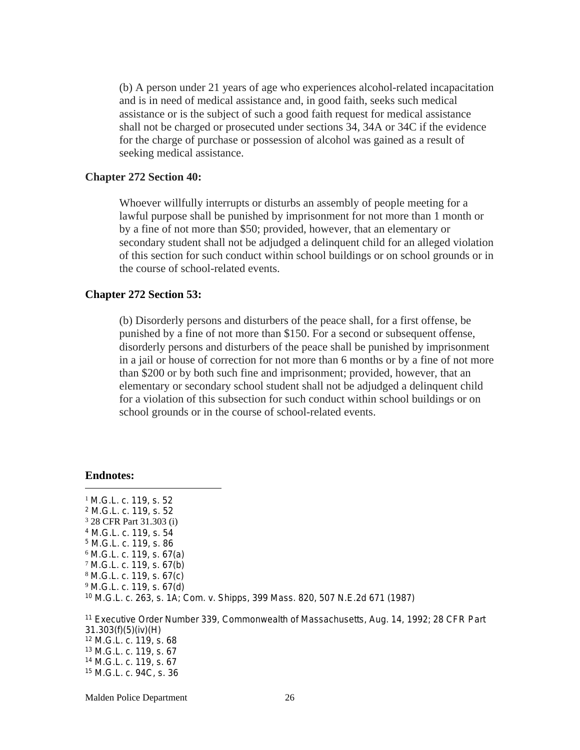(b) A person under 21 years of age who experiences alcohol-related incapacitation and is in need of medical assistance and, in good faith, seeks such medical assistance or is the subject of such a good faith request for medical assistance shall not be charged or prosecuted under sections 34, 34A or 34C if the evidence for the charge of purchase or possession of alcohol was gained as a result of seeking medical assistance.

**Chapter 272 Section 40:**

Whoever willfully interrupts or disturbs an assembly of people meeting for a lawful purpose shall be punished by imprisonment for not more than 1 month or by a fine of not more than $50; provided, however, that an elementary or secondary student shall not be adjudged a delinquent child for an alleged violation of this section for such conduct within school buildings or on school grounds or in the course of school-related events.

**Chapter 272 Section 53:**

(b) Disorderly persons and disturbers of the peace shall, for a first offense, be punished by a fine of not more than $150. For a second or subsequent offense, disorderly persons and disturbers of the peace shall be punished by imprisonment in a jail or house of correction for not more than 6 months or by a fine of not more than $200 or by both such fine and imprisonment; provided, however, that an elementary or secondary school student shall not be adjudged a delinquent child for a violation of this subsection for such conduct within school buildings or on school grounds or in the course of school-related events.

**Endnotes:**

[1] M.G.L. c. 119, s. 52
[2] M.G.L. c. 119, s. 52
[3] 28 CFR Part 31.303 (i)
[4] M.G.L. c. 119, s. 54
[5] M.G.L. c. 119, s. 86
[6] M.G.L. c. 119, s. 67(a)
[7] M.G.L. c. 119, s. 67(b)
[8] M.G.L. c. 119, s. 67(c)
[9] M.G.L. c. 119, s. 67(d)
[10] M.G.L. c. 263, s. 1A; Com. v. Shipps, 399 Mass. 820, 507 N.E.2d 671 (1987)

[11] Executive Order Number 339, Commonwealth of Massachusetts, Aug. 14, 1992; 28 CFR Part 31.303(f)(5)(iv)(H)
[12] M.G.L. c. 119, s. 68
[13] M.G.L. c. 119, s. 67
[14] M.G.L. c. 119, s. 67
[15] M.G.L. c. 94C, s. 36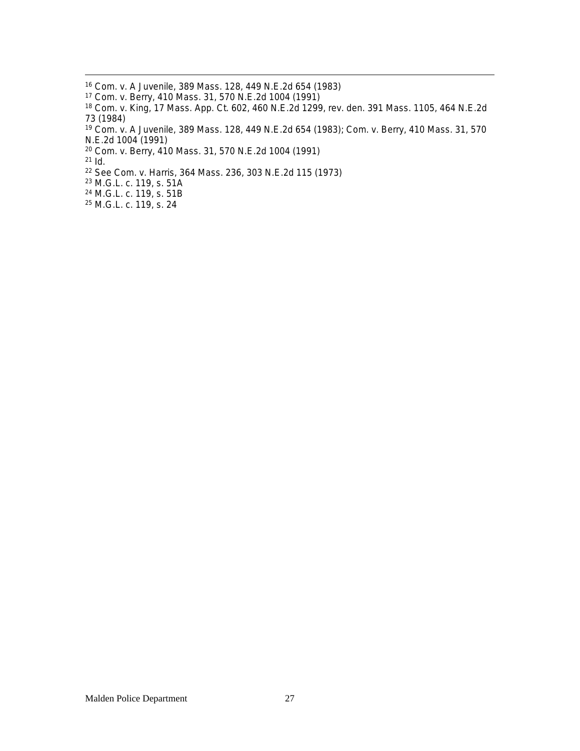---

[16] Com. v. A Juvenile, 389 Mass. 128, 449 N.E.2d 654 (1983)

[17] Com. v. Berry, 410 Mass. 31, 570 N.E.2d 1004 (1991)

[18] Com. v. King, 17 Mass. App. Ct. 602, 460 N.E.2d 1299, rev. den. 391 Mass. 1105, 464 N.E.2d 73 (1984)

[19] Com. v. A Juvenile, 389 Mass. 128, 449 N.E.2d 654 (1983); Com. v. Berry, 410 Mass. 31, 570 N.E.2d 1004 (1991)

[20] Com. v. Berry, 410 Mass. 31, 570 N.E.2d 1004 (1991)

[21] Id.

[22] See Com. v. Harris, 364 Mass. 236, 303 N.E.2d 115 (1973)

[23] M.G.L. c. 119, s. 51A

[24] M.G.L. c. 119, s. 51B

[25] M.G.L. c. 119, s. 24